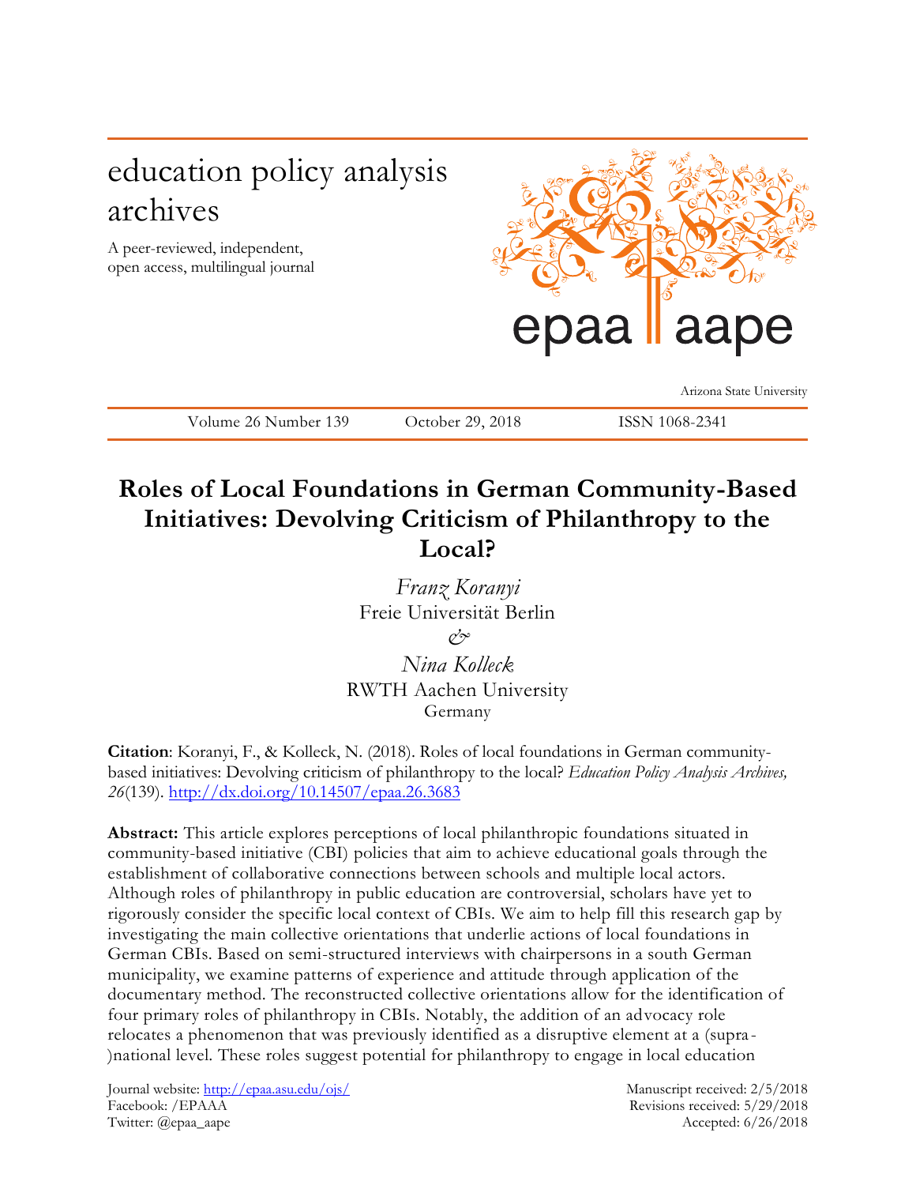education policy analysis archives

A peer-reviewed, independent, open access, multilingual journal

epaa aape

Arizona State University

Volume 26 Number 139 | October 29, 2018 | ISSN 1068-2341

# Roles of Local Foundations in German Community-Based Initiatives: Devolving Criticism of Philanthropy to the Local?

*Franz Koranyi*
Freie Universität Berlin
&
*Nina Kolleck*
RWTH Aachen University
Germany

**Citation**: Koranyi, F., & Kolleck, N. (2018). Roles of local foundations in German community-based initiatives: Devolving criticism of philanthropy to the local? *Education Policy Analysis Archives, 26*(139). http://dx.doi.org/10.14507/epaa.26.3683

**Abstract:** This article explores perceptions of local philanthropic foundations situated in community-based initiative (CBI) policies that aim to achieve educational goals through the establishment of collaborative connections between schools and multiple local actors. Although roles of philanthropy in public education are controversial, scholars have yet to rigorously consider the specific local context of CBIs. We aim to help fill this research gap by investigating the main collective orientations that underlie actions of local foundations in German CBIs. Based on semi-structured interviews with chairpersons in a south German municipality, we examine patterns of experience and attitude through application of the documentary method. The reconstructed collective orientations allow for the identification of four primary roles of philanthropy in CBIs. Notably, the addition of an advocacy role relocates a phenomenon that was previously identified as a disruptive element at a (supra-)national level. These roles suggest potential for philanthropy to engage in local education

Journal website: http://epaa.asu.edu/ojs/
Facebook: /EPAAA
Twitter: @epaa_aape

Manuscript received: 2/5/2018
Revisions received: 5/29/2018
Accepted: 6/26/2018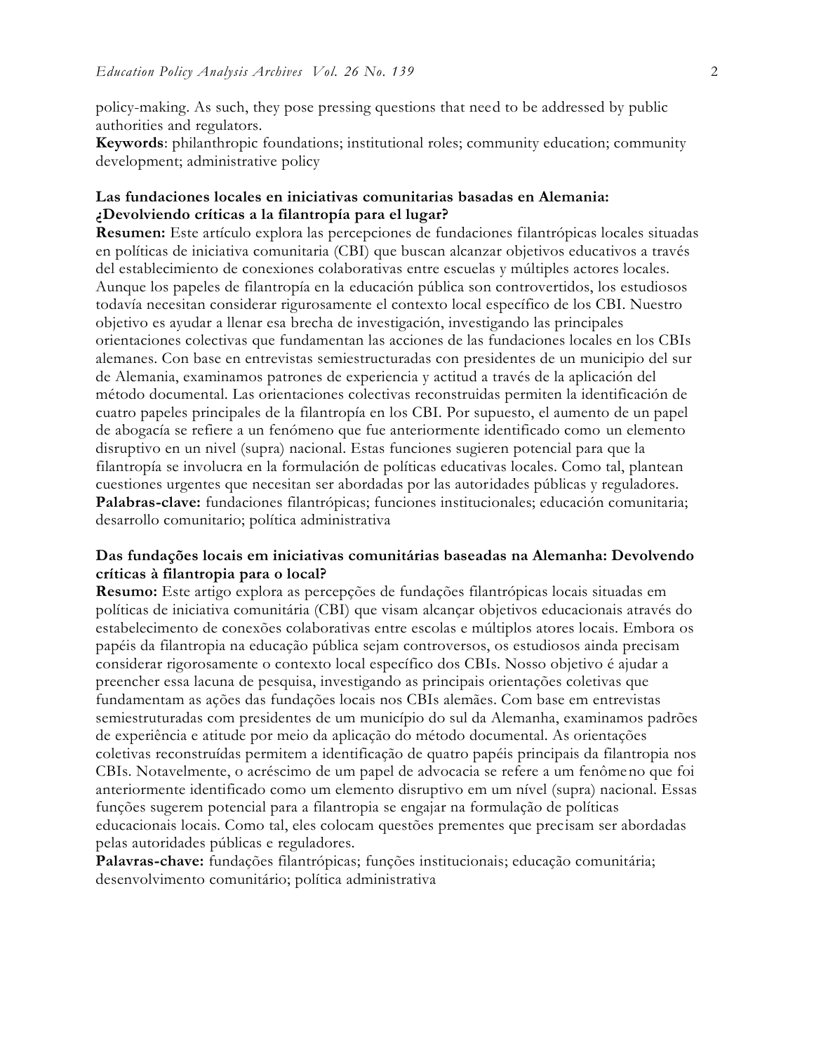policy-making. As such, they pose pressing questions that need to be addressed by public authorities and regulators.

**Keywords**: philanthropic foundations; institutional roles; community education; community development; administrative policy

**Las fundaciones locales en iniciativas comunitarias basadas en Alemania: ¿Devolviendo críticas a la filantropía para el lugar?**

**Resumen:** Este artículo explora las percepciones de fundaciones filantrópicas locales situadas en políticas de iniciativa comunitaria (CBI) que buscan alcanzar objetivos educativos a través del establecimiento de conexiones colaborativas entre escuelas y múltiples actores locales. Aunque los papeles de filantropía en la educación pública son controvertidos, los estudiosos todavía necesitan considerar rigurosamente el contexto local específico de los CBI. Nuestro objetivo es ayudar a llenar esa brecha de investigación, investigando las principales orientaciones colectivas que fundamentan las acciones de las fundaciones locales en los CBIs alemanes. Con base en entrevistas semiestructuradas con presidentes de un municipio del sur de Alemania, examinamos patrones de experiencia y actitud a través de la aplicación del método documental. Las orientaciones colectivas reconstruidas permiten la identificación de cuatro papeles principales de la filantropía en los CBI. Por supuesto, el aumento de un papel de abogacía se refiere a un fenómeno que fue anteriormente identificado como un elemento disruptivo en un nivel (supra) nacional. Estas funciones sugieren potencial para que la filantropía se involucra en la formulación de políticas educativas locales. Como tal, plantean cuestiones urgentes que necesitan ser abordadas por las autoridades públicas y reguladores.

**Palabras-clave:** fundaciones filantrópicas; funciones institucionales; educación comunitaria; desarrollo comunitario; política administrativa

**Das fundações locais em iniciativas comunitárias baseadas na Alemanha: Devolvendo críticas à filantropia para o local?**

**Resumo:** Este artigo explora as percepções de fundações filantrópicas locais situadas em políticas de iniciativa comunitária (CBI) que visam alcançar objetivos educacionais através do estabelecimento de conexões colaborativas entre escolas e múltiplos atores locais. Embora os papéis da filantropia na educação pública sejam controversos, os estudiosos ainda precisam considerar rigorosamente o contexto local específico dos CBIs. Nosso objetivo é ajudar a preencher essa lacuna de pesquisa, investigando as principais orientações coletivas que fundamentam as ações das fundações locais nos CBIs alemães. Com base em entrevistas semiestruturadas com presidentes de um município do sul da Alemanha, examinamos padrões de experiência e atitude por meio da aplicação do método documental. As orientações coletivas reconstruídas permitem a identificação de quatro papéis principais da filantropia nos CBIs. Notavelmente, o acréscimo de um papel de advocacia se refere a um fenômeno que foi anteriormente identificado como um elemento disruptivo em um nível (supra) nacional. Essas funções sugerem potencial para a filantropia se engajar na formulação de políticas educacionais locais. Como tal, eles colocam questões prementes que precisam ser abordadas pelas autoridades públicas e reguladores.

**Palavras-chave:** fundações filantrópicas; funções institucionais; educação comunitária; desenvolvimento comunitário; política administrativa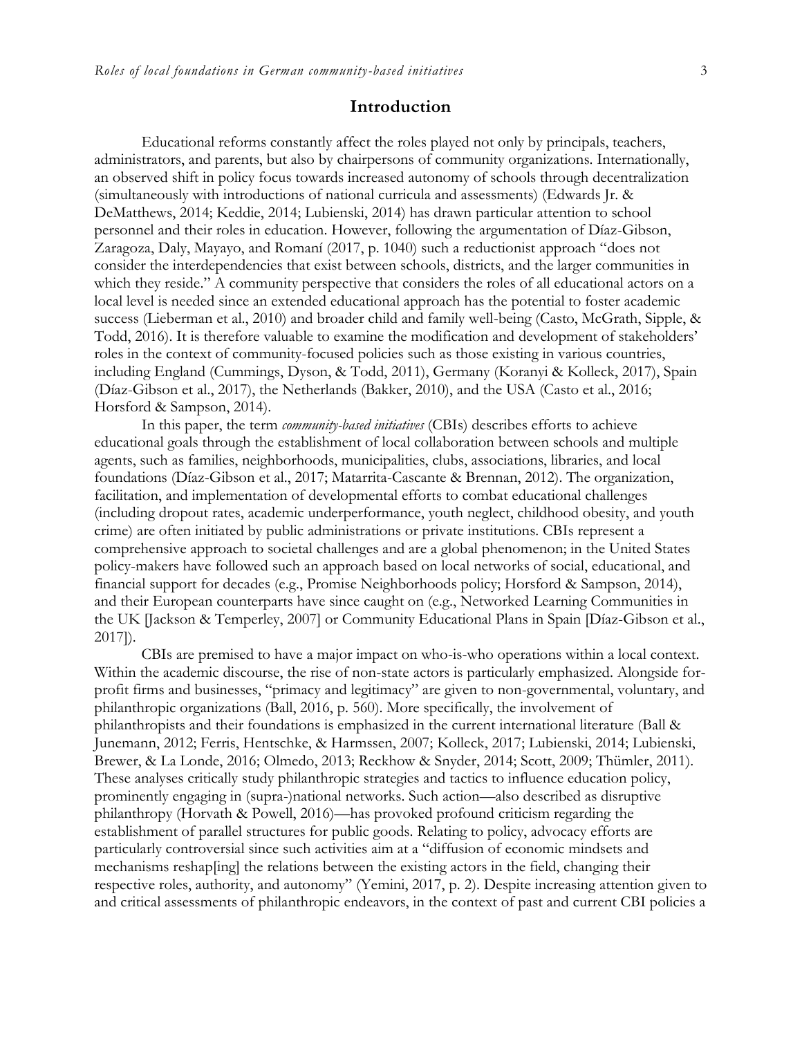# Introduction

Educational reforms constantly affect the roles played not only by principals, teachers, administrators, and parents, but also by chairpersons of community organizations. Internationally, an observed shift in policy focus towards increased autonomy of schools through decentralization (simultaneously with introductions of national curricula and assessments) (Edwards Jr. & DeMatthews, 2014; Keddie, 2014; Lubienski, 2014) has drawn particular attention to school personnel and their roles in education. However, following the argumentation of Díaz-Gibson, Zaragoza, Daly, Mayayo, and Romaní (2017, p. 1040) such a reductionist approach "does not consider the interdependencies that exist between schools, districts, and the larger communities in which they reside." A community perspective that considers the roles of all educational actors on a local level is needed since an extended educational approach has the potential to foster academic success (Lieberman et al., 2010) and broader child and family well-being (Casto, McGrath, Sipple, & Todd, 2016). It is therefore valuable to examine the modification and development of stakeholders' roles in the context of community-focused policies such as those existing in various countries, including England (Cummings, Dyson, & Todd, 2011), Germany (Koranyi & Kolleck, 2017), Spain (Díaz-Gibson et al., 2017), the Netherlands (Bakker, 2010), and the USA (Casto et al., 2016; Horsford & Sampson, 2014).

In this paper, the term *community-based initiatives* (CBIs) describes efforts to achieve educational goals through the establishment of local collaboration between schools and multiple agents, such as families, neighborhoods, municipalities, clubs, associations, libraries, and local foundations (Díaz-Gibson et al., 2017; Matarrita-Cascante & Brennan, 2012). The organization, facilitation, and implementation of developmental efforts to combat educational challenges (including dropout rates, academic underperformance, youth neglect, childhood obesity, and youth crime) are often initiated by public administrations or private institutions. CBIs represent a comprehensive approach to societal challenges and are a global phenomenon; in the United States policy-makers have followed such an approach based on local networks of social, educational, and financial support for decades (e.g., Promise Neighborhoods policy; Horsford & Sampson, 2014), and their European counterparts have since caught on (e.g., Networked Learning Communities in the UK [Jackson & Temperley, 2007] or Community Educational Plans in Spain [Díaz-Gibson et al., 2017]).

CBIs are premised to have a major impact on who-is-who operations within a local context. Within the academic discourse, the rise of non-state actors is particularly emphasized. Alongside for-profit firms and businesses, "primacy and legitimacy" are given to non-governmental, voluntary, and philanthropic organizations (Ball, 2016, p. 560). More specifically, the involvement of philanthropists and their foundations is emphasized in the current international literature (Ball & Junemann, 2012; Ferris, Hentschke, & Harmssen, 2007; Kolleck, 2017; Lubienski, 2014; Lubienski, Brewer, & La Londe, 2016; Olmedo, 2013; Reckhow & Snyder, 2014; Scott, 2009; Thümler, 2011). These analyses critically study philanthropic strategies and tactics to influence education policy, prominently engaging in (supra-)national networks. Such action—also described as disruptive philanthropy (Horvath & Powell, 2016)—has provoked profound criticism regarding the establishment of parallel structures for public goods. Relating to policy, advocacy efforts are particularly controversial since such activities aim at a "diffusion of economic mindsets and mechanisms reshap[ing] the relations between the existing actors in the field, changing their respective roles, authority, and autonomy" (Yemini, 2017, p. 2). Despite increasing attention given to and critical assessments of philanthropic endeavors, in the context of past and current CBI policies a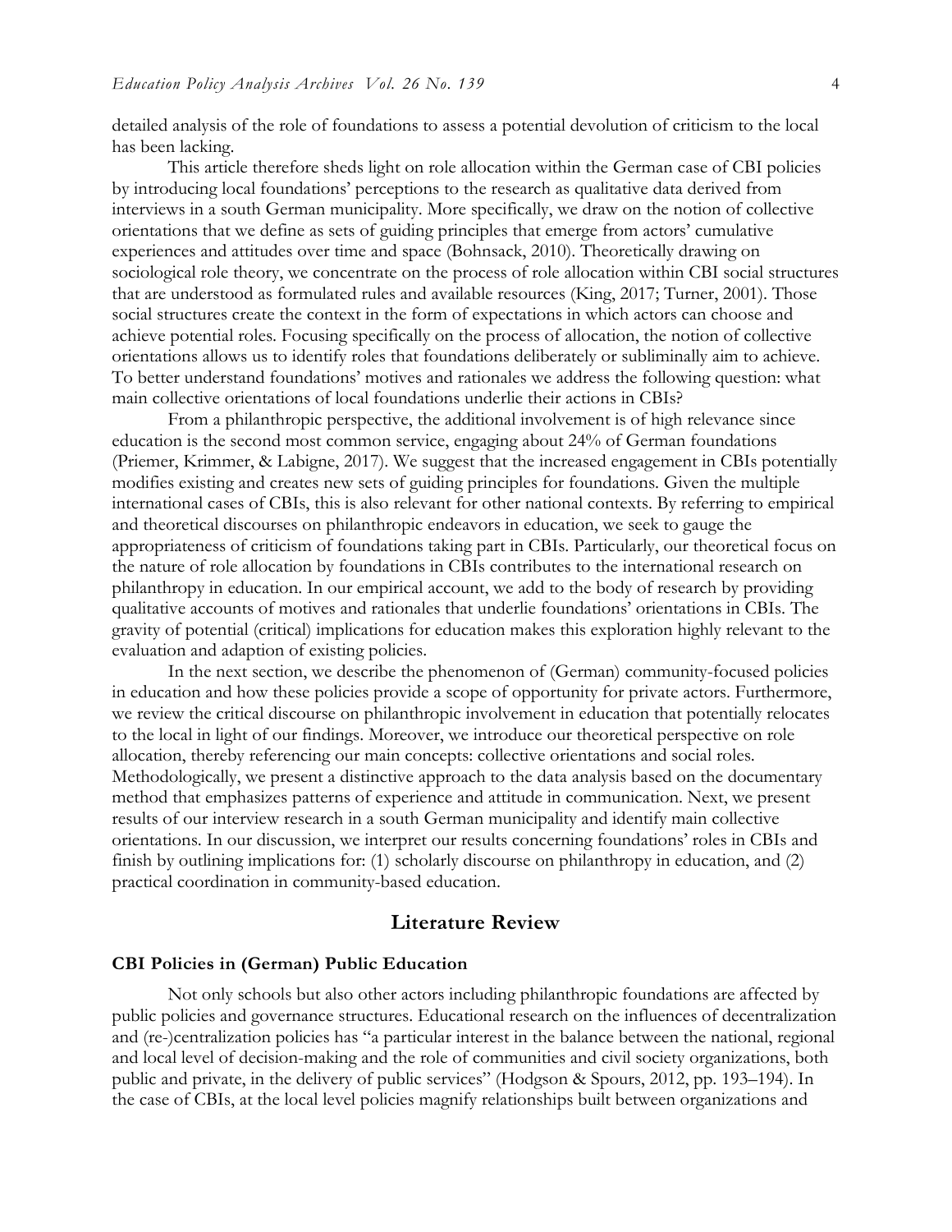detailed analysis of the role of foundations to assess a potential devolution of criticism to the local has been lacking.

This article therefore sheds light on role allocation within the German case of CBI policies by introducing local foundations' perceptions to the research as qualitative data derived from interviews in a south German municipality. More specifically, we draw on the notion of collective orientations that we define as sets of guiding principles that emerge from actors' cumulative experiences and attitudes over time and space (Bohnsack, 2010). Theoretically drawing on sociological role theory, we concentrate on the process of role allocation within CBI social structures that are understood as formulated rules and available resources (King, 2017; Turner, 2001). Those social structures create the context in the form of expectations in which actors can choose and achieve potential roles. Focusing specifically on the process of allocation, the notion of collective orientations allows us to identify roles that foundations deliberately or subliminally aim to achieve. To better understand foundations' motives and rationales we address the following question: what main collective orientations of local foundations underlie their actions in CBIs?

From a philanthropic perspective, the additional involvement is of high relevance since education is the second most common service, engaging about 24% of German foundations (Priemer, Krimmer, & Labigne, 2017). We suggest that the increased engagement in CBIs potentially modifies existing and creates new sets of guiding principles for foundations. Given the multiple international cases of CBIs, this is also relevant for other national contexts. By referring to empirical and theoretical discourses on philanthropic endeavors in education, we seek to gauge the appropriateness of criticism of foundations taking part in CBIs. Particularly, our theoretical focus on the nature of role allocation by foundations in CBIs contributes to the international research on philanthropy in education. In our empirical account, we add to the body of research by providing qualitative accounts of motives and rationales that underlie foundations' orientations in CBIs. The gravity of potential (critical) implications for education makes this exploration highly relevant to the evaluation and adaption of existing policies.

In the next section, we describe the phenomenon of (German) community-focused policies in education and how these policies provide a scope of opportunity for private actors. Furthermore, we review the critical discourse on philanthropic involvement in education that potentially relocates to the local in light of our findings. Moreover, we introduce our theoretical perspective on role allocation, thereby referencing our main concepts: collective orientations and social roles. Methodologically, we present a distinctive approach to the data analysis based on the documentary method that emphasizes patterns of experience and attitude in communication. Next, we present results of our interview research in a south German municipality and identify main collective orientations. In our discussion, we interpret our results concerning foundations' roles in CBIs and finish by outlining implications for: (1) scholarly discourse on philanthropy in education, and (2) practical coordination in community-based education.

## Literature Review

### CBI Policies in (German) Public Education

Not only schools but also other actors including philanthropic foundations are affected by public policies and governance structures. Educational research on the influences of decentralization and (re-)centralization policies has "a particular interest in the balance between the national, regional and local level of decision-making and the role of communities and civil society organizations, both public and private, in the delivery of public services" (Hodgson & Spours, 2012, pp. 193–194). In the case of CBIs, at the local level policies magnify relationships built between organizations and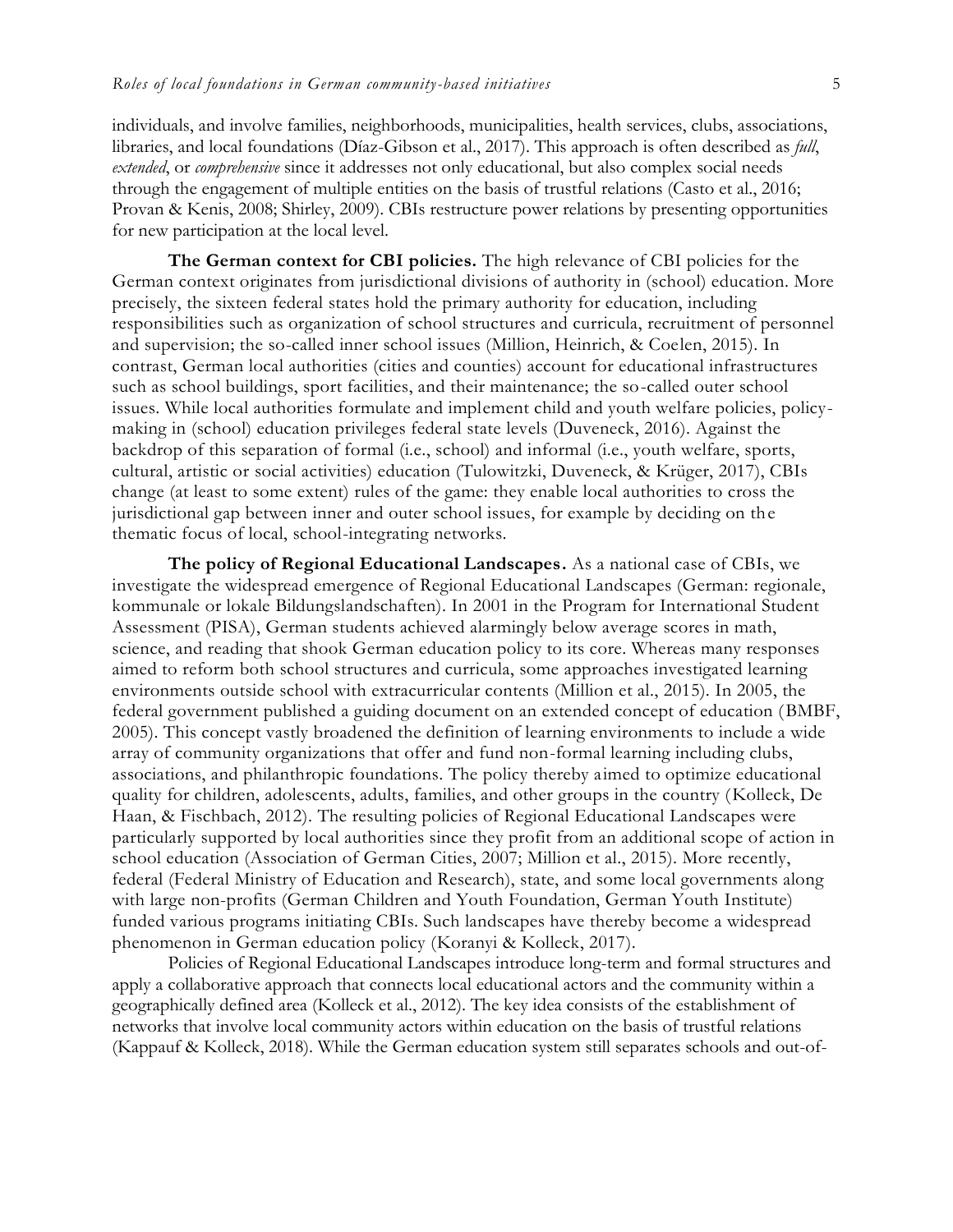individuals, and involve families, neighborhoods, municipalities, health services, clubs, associations, libraries, and local foundations (Díaz-Gibson et al., 2017). This approach is often described as *full*, *extended*, or *comprehensive* since it addresses not only educational, but also complex social needs through the engagement of multiple entities on the basis of trustful relations (Casto et al., 2016; Provan & Kenis, 2008; Shirley, 2009). CBIs restructure power relations by presenting opportunities for new participation at the local level.

**The German context for CBI policies.** The high relevance of CBI policies for the German context originates from jurisdictional divisions of authority in (school) education. More precisely, the sixteen federal states hold the primary authority for education, including responsibilities such as organization of school structures and curricula, recruitment of personnel and supervision; the so-called inner school issues (Million, Heinrich, & Coelen, 2015). In contrast, German local authorities (cities and counties) account for educational infrastructures such as school buildings, sport facilities, and their maintenance; the so-called outer school issues. While local authorities formulate and implement child and youth welfare policies, policy-making in (school) education privileges federal state levels (Duveneck, 2016). Against the backdrop of this separation of formal (i.e., school) and informal (i.e., youth welfare, sports, cultural, artistic or social activities) education (Tulowitzki, Duveneck, & Krüger, 2017), CBIs change (at least to some extent) rules of the game: they enable local authorities to cross the jurisdictional gap between inner and outer school issues, for example by deciding on the thematic focus of local, school-integrating networks.

**The policy of Regional Educational Landscapes.** As a national case of CBIs, we investigate the widespread emergence of Regional Educational Landscapes (German: regionale, kommunale or lokale Bildungslandschaften). In 2001 in the Program for International Student Assessment (PISA), German students achieved alarmingly below average scores in math, science, and reading that shook German education policy to its core. Whereas many responses aimed to reform both school structures and curricula, some approaches investigated learning environments outside school with extracurricular contents (Million et al., 2015). In 2005, the federal government published a guiding document on an extended concept of education (BMBF, 2005). This concept vastly broadened the definition of learning environments to include a wide array of community organizations that offer and fund non-formal learning including clubs, associations, and philanthropic foundations. The policy thereby aimed to optimize educational quality for children, adolescents, adults, families, and other groups in the country (Kolleck, De Haan, & Fischbach, 2012). The resulting policies of Regional Educational Landscapes were particularly supported by local authorities since they profit from an additional scope of action in school education (Association of German Cities, 2007; Million et al., 2015). More recently, federal (Federal Ministry of Education and Research), state, and some local governments along with large non-profits (German Children and Youth Foundation, German Youth Institute) funded various programs initiating CBIs. Such landscapes have thereby become a widespread phenomenon in German education policy (Koranyi & Kolleck, 2017).

Policies of Regional Educational Landscapes introduce long-term and formal structures and apply a collaborative approach that connects local educational actors and the community within a geographically defined area (Kolleck et al., 2012). The key idea consists of the establishment of networks that involve local community actors within education on the basis of trustful relations (Kappauf & Kolleck, 2018). While the German education system still separates schools and out-of-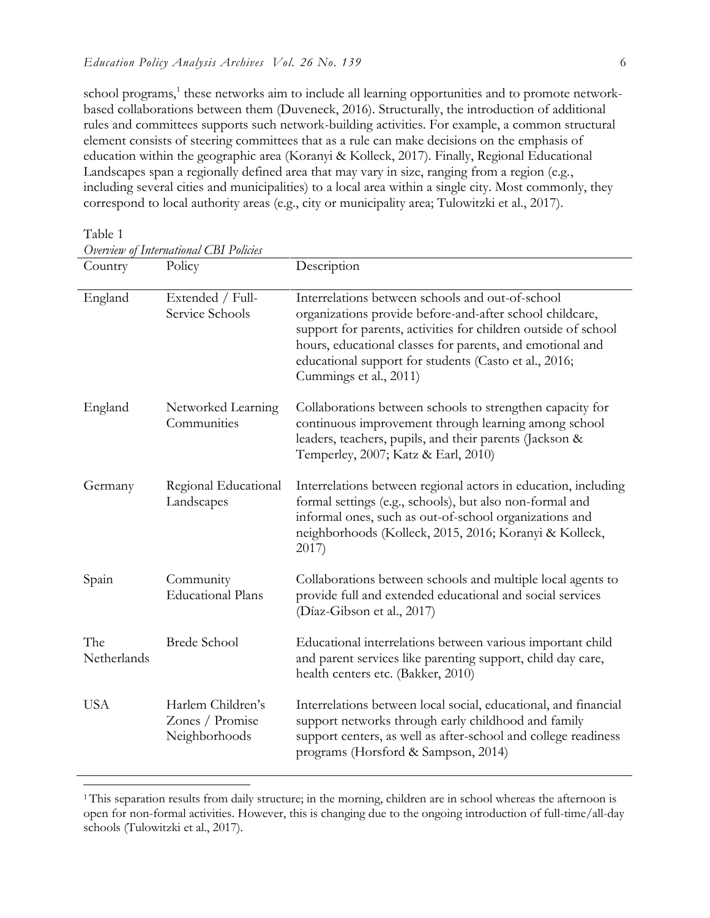school programs,[1] these networks aim to include all learning opportunities and to promote network-based collaborations between them (Duveneck, 2016). Structurally, the introduction of additional rules and committees supports such network-building activities. For example, a common structural element consists of steering committees that as a rule can make decisions on the emphasis of education within the geographic area (Koranyi & Kolleck, 2017). Finally, Regional Educational Landscapes span a regionally defined area that may vary in size, ranging from a region (e.g., including several cities and municipalities) to a local area within a single city. Most commonly, they correspond to local authority areas (e.g., city or municipality area; Tulowitzki et al., 2017).

Table 1
*Overview of International CBI Policies*

| Country | Policy | Description |
|---|---|---|
| England | Extended / Full-Service Schools | Interrelations between schools and out-of-school organizations provide before-and-after school childcare, support for parents, activities for children outside of school hours, educational classes for parents, and emotional and educational support for students (Casto et al., 2016; Cummings et al., 2011) |
| England | Networked Learning Communities | Collaborations between schools to strengthen capacity for continuous improvement through learning among school leaders, teachers, pupils, and their parents (Jackson & Temperley, 2007; Katz & Earl, 2010) |
| Germany | Regional Educational Landscapes | Interrelations between regional actors in education, including formal settings (e.g., schools), but also non-formal and informal ones, such as out-of-school organizations and neighborhoods (Kolleck, 2015, 2016; Koranyi & Kolleck, 2017) |
| Spain | Community Educational Plans | Collaborations between schools and multiple local agents to provide full and extended educational and social services (Díaz-Gibson et al., 2017) |
| The Netherlands | Brede School | Educational interrelations between various important child and parent services like parenting support, child day care, health centers etc. (Bakker, 2010) |
| USA | Harlem Children's Zones / Promise Neighborhoods | Interrelations between local social, educational, and financial support networks through early childhood and family support centers, as well as after-school and college readiness programs (Horsford & Sampson, 2014) |

[1] This separation results from daily structure; in the morning, children are in school whereas the afternoon is open for non-formal activities. However, this is changing due to the ongoing introduction of full-time/all-day schools (Tulowitzki et al., 2017).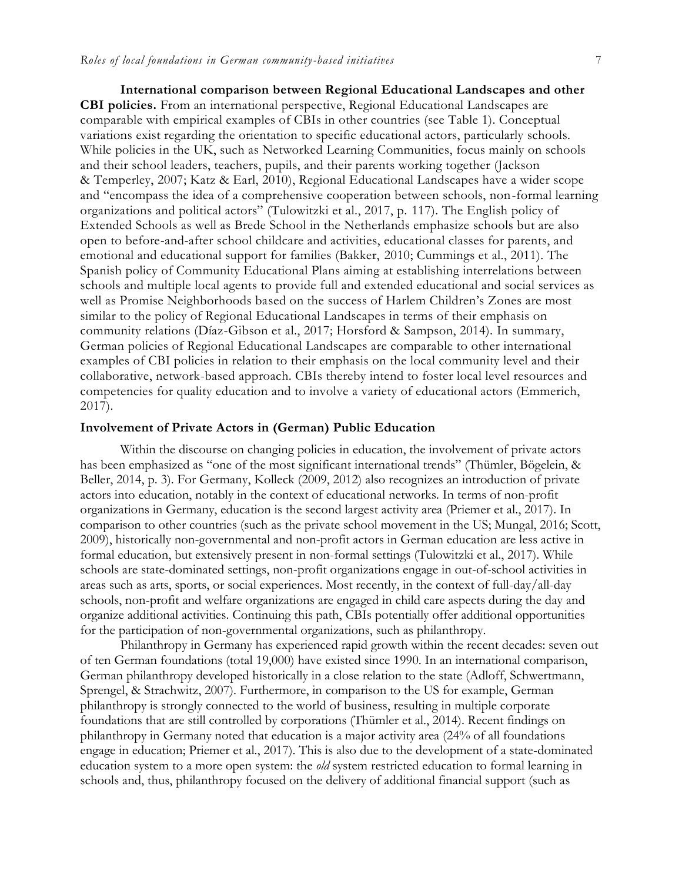**International comparison between Regional Educational Landscapes and other CBI policies.** From an international perspective, Regional Educational Landscapes are comparable with empirical examples of CBIs in other countries (see Table 1). Conceptual variations exist regarding the orientation to specific educational actors, particularly schools. While policies in the UK, such as Networked Learning Communities, focus mainly on schools and their school leaders, teachers, pupils, and their parents working together (Jackson & Temperley, 2007; Katz & Earl, 2010), Regional Educational Landscapes have a wider scope and "encompass the idea of a comprehensive cooperation between schools, non-formal learning organizations and political actors" (Tulowitzki et al., 2017, p. 117). The English policy of Extended Schools as well as Brede School in the Netherlands emphasize schools but are also open to before-and-after school childcare and activities, educational classes for parents, and emotional and educational support for families (Bakker, 2010; Cummings et al., 2011). The Spanish policy of Community Educational Plans aiming at establishing interrelations between schools and multiple local agents to provide full and extended educational and social services as well as Promise Neighborhoods based on the success of Harlem Children's Zones are most similar to the policy of Regional Educational Landscapes in terms of their emphasis on community relations (Díaz-Gibson et al., 2017; Horsford & Sampson, 2014). In summary, German policies of Regional Educational Landscapes are comparable to other international examples of CBI policies in relation to their emphasis on the local community level and their collaborative, network-based approach. CBIs thereby intend to foster local level resources and competencies for quality education and to involve a variety of educational actors (Emmerich, 2017).

### Involvement of Private Actors in (German) Public Education

Within the discourse on changing policies in education, the involvement of private actors has been emphasized as "one of the most significant international trends" (Thümler, Bögelein, & Beller, 2014, p. 3). For Germany, Kolleck (2009, 2012) also recognizes an introduction of private actors into education, notably in the context of educational networks. In terms of non-profit organizations in Germany, education is the second largest activity area (Priemer et al., 2017). In comparison to other countries (such as the private school movement in the US; Mungal, 2016; Scott, 2009), historically non-governmental and non-profit actors in German education are less active in formal education, but extensively present in non-formal settings (Tulowitzki et al., 2017). While schools are state-dominated settings, non-profit organizations engage in out-of-school activities in areas such as arts, sports, or social experiences. Most recently, in the context of full-day/all-day schools, non-profit and welfare organizations are engaged in child care aspects during the day and organize additional activities. Continuing this path, CBIs potentially offer additional opportunities for the participation of non-governmental organizations, such as philanthropy.

Philanthropy in Germany has experienced rapid growth within the recent decades: seven out of ten German foundations (total 19,000) have existed since 1990. In an international comparison, German philanthropy developed historically in a close relation to the state (Adloff, Schwertmann, Sprengel, & Strachwitz, 2007). Furthermore, in comparison to the US for example, German philanthropy is strongly connected to the world of business, resulting in multiple corporate foundations that are still controlled by corporations (Thümler et al., 2014). Recent findings on philanthropy in Germany noted that education is a major activity area (24% of all foundations engage in education; Priemer et al., 2017). This is also due to the development of a state-dominated education system to a more open system: the *old* system restricted education to formal learning in schools and, thus, philanthropy focused on the delivery of additional financial support (such as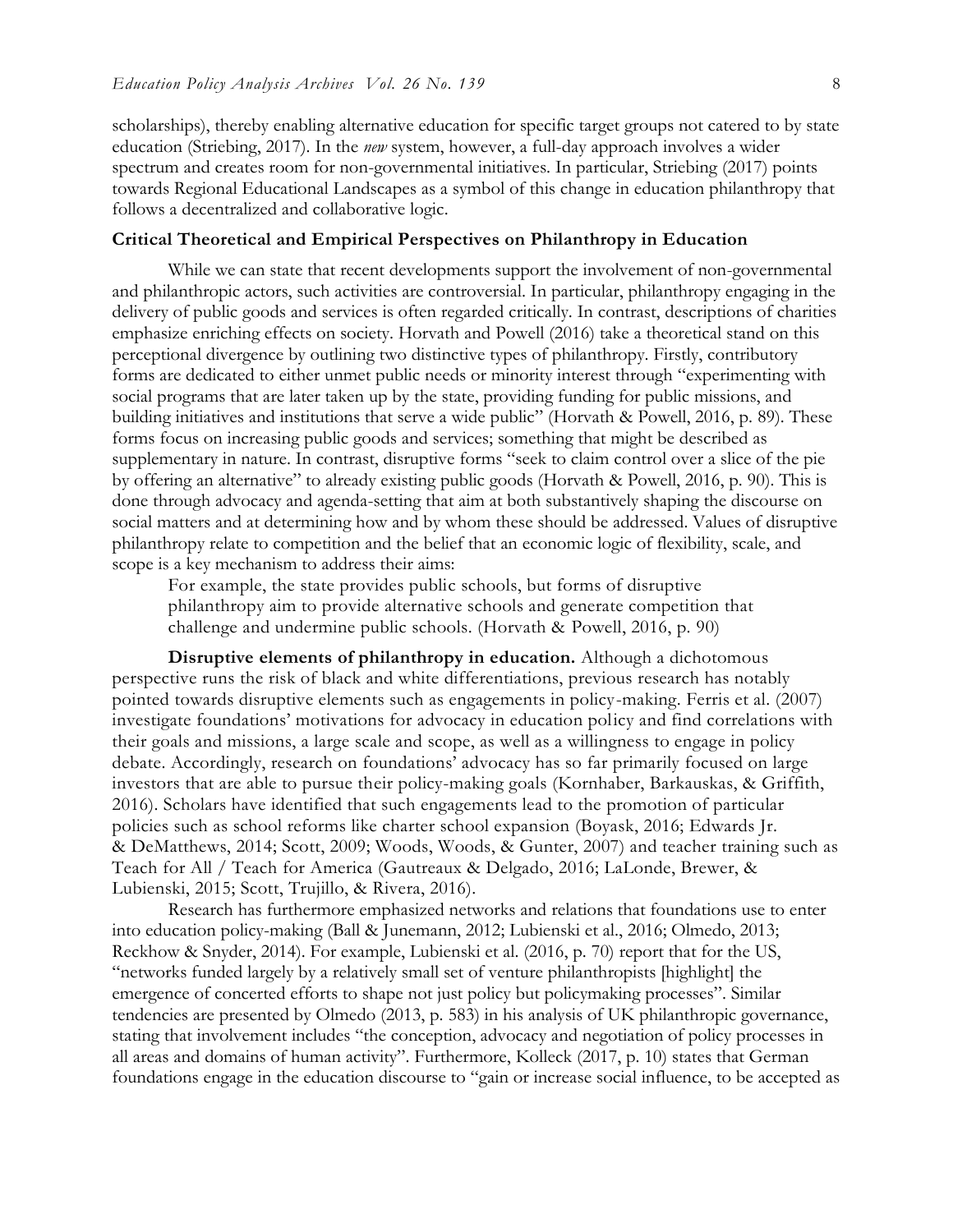scholarships), thereby enabling alternative education for specific target groups not catered to by state education (Striebing, 2017). In the *new* system, however, a full-day approach involves a wider spectrum and creates room for non-governmental initiatives. In particular, Striebing (2017) points towards Regional Educational Landscapes as a symbol of this change in education philanthropy that follows a decentralized and collaborative logic.

### Critical Theoretical and Empirical Perspectives on Philanthropy in Education

While we can state that recent developments support the involvement of non-governmental and philanthropic actors, such activities are controversial. In particular, philanthropy engaging in the delivery of public goods and services is often regarded critically. In contrast, descriptions of charities emphasize enriching effects on society. Horvath and Powell (2016) take a theoretical stand on this perceptional divergence by outlining two distinctive types of philanthropy. Firstly, contributory forms are dedicated to either unmet public needs or minority interest through "experimenting with social programs that are later taken up by the state, providing funding for public missions, and building initiatives and institutions that serve a wide public" (Horvath & Powell, 2016, p. 89). These forms focus on increasing public goods and services; something that might be described as supplementary in nature. In contrast, disruptive forms "seek to claim control over a slice of the pie by offering an alternative" to already existing public goods (Horvath & Powell, 2016, p. 90). This is done through advocacy and agenda-setting that aim at both substantively shaping the discourse on social matters and at determining how and by whom these should be addressed. Values of disruptive philanthropy relate to competition and the belief that an economic logic of flexibility, scale, and scope is a key mechanism to address their aims:

> For example, the state provides public schools, but forms of disruptive philanthropy aim to provide alternative schools and generate competition that challenge and undermine public schools. (Horvath & Powell, 2016, p. 90)

**Disruptive elements of philanthropy in education.** Although a dichotomous perspective runs the risk of black and white differentiations, previous research has notably pointed towards disruptive elements such as engagements in policy-making. Ferris et al. (2007) investigate foundations' motivations for advocacy in education policy and find correlations with their goals and missions, a large scale and scope, as well as a willingness to engage in policy debate. Accordingly, research on foundations' advocacy has so far primarily focused on large investors that are able to pursue their policy-making goals (Kornhaber, Barkauskas, & Griffith, 2016). Scholars have identified that such engagements lead to the promotion of particular policies such as school reforms like charter school expansion (Boyask, 2016; Edwards Jr. & DeMatthews, 2014; Scott, 2009; Woods, Woods, & Gunter, 2007) and teacher training such as Teach for All / Teach for America (Gautreaux & Delgado, 2016; LaLonde, Brewer, & Lubienski, 2015; Scott, Trujillo, & Rivera, 2016).

Research has furthermore emphasized networks and relations that foundations use to enter into education policy-making (Ball & Junemann, 2012; Lubienski et al., 2016; Olmedo, 2013; Reckhow & Snyder, 2014). For example, Lubienski et al. (2016, p. 70) report that for the US, "networks funded largely by a relatively small set of venture philanthropists [highlight] the emergence of concerted efforts to shape not just policy but policymaking processes". Similar tendencies are presented by Olmedo (2013, p. 583) in his analysis of UK philanthropic governance, stating that involvement includes "the conception, advocacy and negotiation of policy processes in all areas and domains of human activity". Furthermore, Kolleck (2017, p. 10) states that German foundations engage in the education discourse to "gain or increase social influence, to be accepted as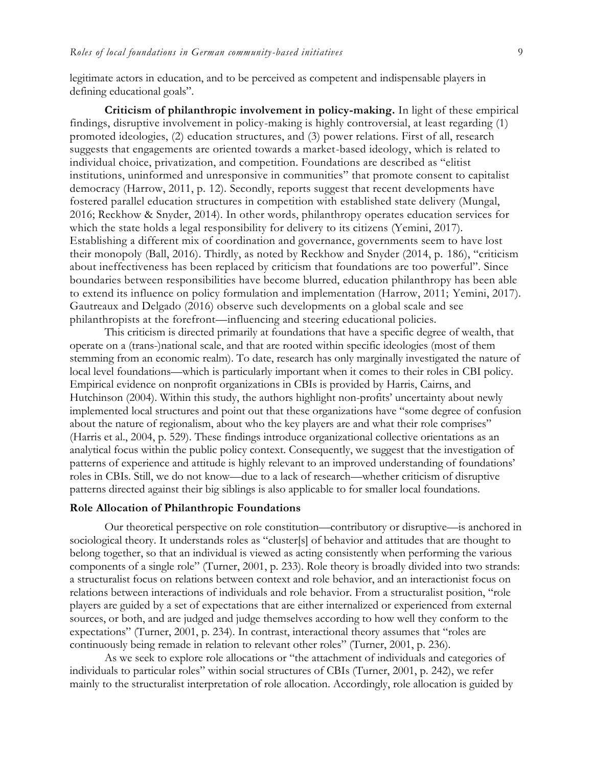legitimate actors in education, and to be perceived as competent and indispensable players in defining educational goals".

**Criticism of philanthropic involvement in policy-making.** In light of these empirical findings, disruptive involvement in policy-making is highly controversial, at least regarding (1) promoted ideologies, (2) education structures, and (3) power relations. First of all, research suggests that engagements are oriented towards a market-based ideology, which is related to individual choice, privatization, and competition. Foundations are described as "elitist institutions, uninformed and unresponsive in communities" that promote consent to capitalist democracy (Harrow, 2011, p. 12). Secondly, reports suggest that recent developments have fostered parallel education structures in competition with established state delivery (Mungal, 2016; Reckhow & Snyder, 2014). In other words, philanthropy operates education services for which the state holds a legal responsibility for delivery to its citizens (Yemini, 2017). Establishing a different mix of coordination and governance, governments seem to have lost their monopoly (Ball, 2016). Thirdly, as noted by Reckhow and Snyder (2014, p. 186), "criticism about ineffectiveness has been replaced by criticism that foundations are too powerful". Since boundaries between responsibilities have become blurred, education philanthropy has been able to extend its influence on policy formulation and implementation (Harrow, 2011; Yemini, 2017). Gautreaux and Delgado (2016) observe such developments on a global scale and see philanthropists at the forefront—influencing and steering educational policies.

This criticism is directed primarily at foundations that have a specific degree of wealth, that operate on a (trans-)national scale, and that are rooted within specific ideologies (most of them stemming from an economic realm). To date, research has only marginally investigated the nature of local level foundations—which is particularly important when it comes to their roles in CBI policy. Empirical evidence on nonprofit organizations in CBIs is provided by Harris, Cairns, and Hutchinson (2004). Within this study, the authors highlight non-profits' uncertainty about newly implemented local structures and point out that these organizations have "some degree of confusion about the nature of regionalism, about who the key players are and what their role comprises" (Harris et al., 2004, p. 529). These findings introduce organizational collective orientations as an analytical focus within the public policy context. Consequently, we suggest that the investigation of patterns of experience and attitude is highly relevant to an improved understanding of foundations' roles in CBIs. Still, we do not know—due to a lack of research—whether criticism of disruptive patterns directed against their big siblings is also applicable to for smaller local foundations.

### Role Allocation of Philanthropic Foundations

Our theoretical perspective on role constitution—contributory or disruptive—is anchored in sociological theory. It understands roles as "cluster[s] of behavior and attitudes that are thought to belong together, so that an individual is viewed as acting consistently when performing the various components of a single role" (Turner, 2001, p. 233). Role theory is broadly divided into two strands: a structuralist focus on relations between context and role behavior, and an interactionist focus on relations between interactions of individuals and role behavior. From a structuralist position, "role players are guided by a set of expectations that are either internalized or experienced from external sources, or both, and are judged and judge themselves according to how well they conform to the expectations" (Turner, 2001, p. 234). In contrast, interactional theory assumes that "roles are continuously being remade in relation to relevant other roles" (Turner, 2001, p. 236).

As we seek to explore role allocations or "the attachment of individuals and categories of individuals to particular roles" within social structures of CBIs (Turner, 2001, p. 242), we refer mainly to the structuralist interpretation of role allocation. Accordingly, role allocation is guided by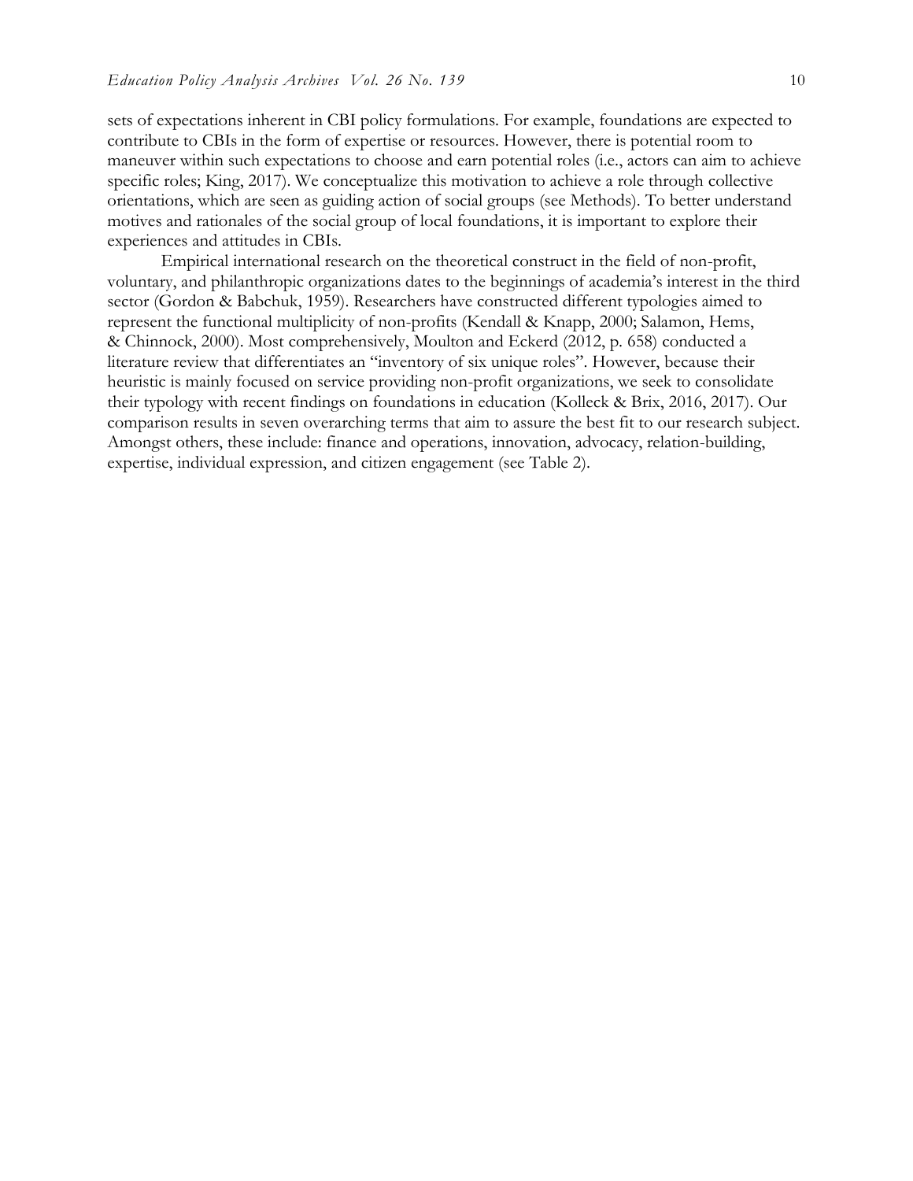sets of expectations inherent in CBI policy formulations. For example, foundations are expected to contribute to CBIs in the form of expertise or resources. However, there is potential room to maneuver within such expectations to choose and earn potential roles (i.e., actors can aim to achieve specific roles; King, 2017). We conceptualize this motivation to achieve a role through collective orientations, which are seen as guiding action of social groups (see Methods). To better understand motives and rationales of the social group of local foundations, it is important to explore their experiences and attitudes in CBIs.

Empirical international research on the theoretical construct in the field of non-profit, voluntary, and philanthropic organizations dates to the beginnings of academia's interest in the third sector (Gordon & Babchuk, 1959). Researchers have constructed different typologies aimed to represent the functional multiplicity of non-profits (Kendall & Knapp, 2000; Salamon, Hems, & Chinnock, 2000). Most comprehensively, Moulton and Eckerd (2012, p. 658) conducted a literature review that differentiates an "inventory of six unique roles". However, because their heuristic is mainly focused on service providing non-profit organizations, we seek to consolidate their typology with recent findings on foundations in education (Kolleck & Brix, 2016, 2017). Our comparison results in seven overarching terms that aim to assure the best fit to our research subject. Amongst others, these include: finance and operations, innovation, advocacy, relation-building, expertise, individual expression, and citizen engagement (see Table 2).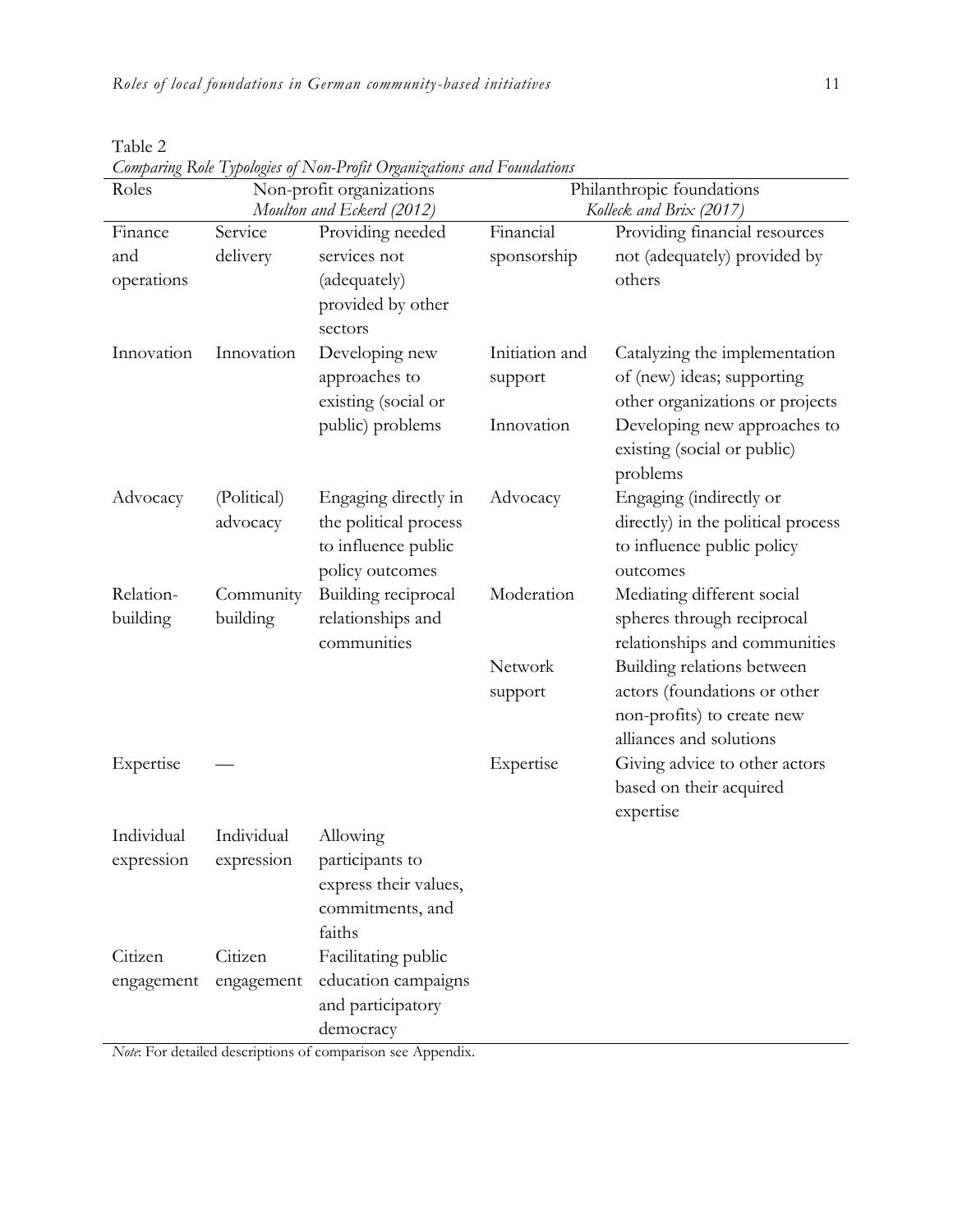Table 2

*Comparing Role Typologies of Non-Profit Organizations and Foundations*

| Roles | Non-profit organizations *Moulton and Eckerd (2012)* | | Philanthropic foundations *Kolleck and Brix (2017)* | |
|---|---|---|---|---|
| Finance and operations | Service delivery | Providing needed services not (adequately) provided by other sectors | Financial sponsorship | Providing financial resources not (adequately) provided by others |
| Innovation | Innovation | Developing new approaches to existing (social or public) problems | Initiation and support | Catalyzing the implementation of (new) ideas; supporting other organizations or projects |
| | | | Innovation | Developing new approaches to existing (social or public) problems |
| Advocacy | (Political) advocacy | Engaging directly in the political process to influence public policy outcomes | Advocacy | Engaging (indirectly or directly) in the political process to influence public policy outcomes |
| Relation-building | Community building | Building reciprocal relationships and communities | Moderation | Mediating different social spheres through reciprocal relationships and communities |
| | | | Network support | Building relations between actors (foundations or other non-profits) to create new alliances and solutions |
| Expertise | — | | Expertise | Giving advice to other actors based on their acquired expertise |
| Individual expression | Individual expression | Allowing participants to express their values, commitments, and faiths | | |
| Citizen engagement | Citizen engagement | Facilitating public education campaigns and participatory democracy | | |

*Note*: For detailed descriptions of comparison see Appendix.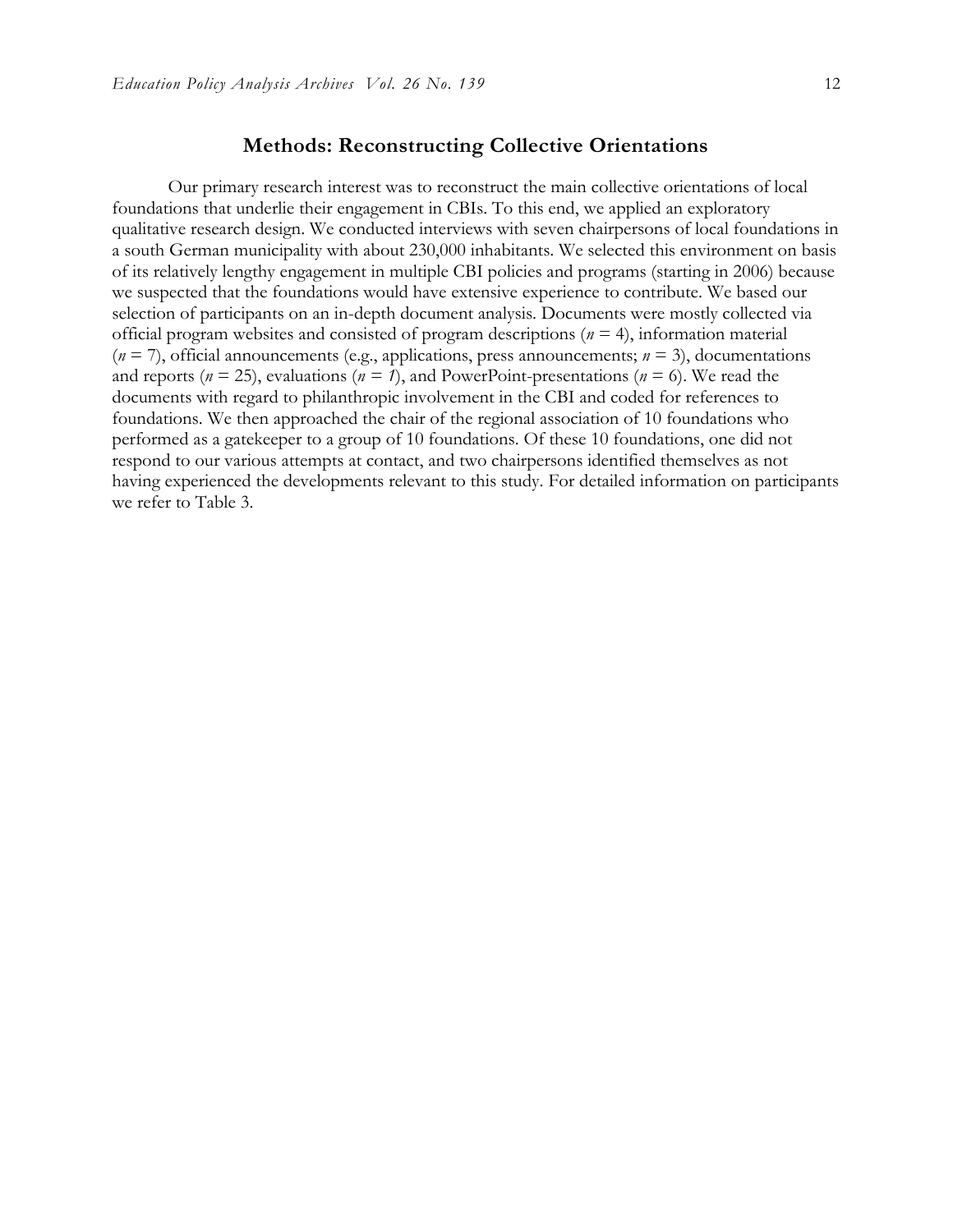## Methods: Reconstructing Collective Orientations

Our primary research interest was to reconstruct the main collective orientations of local foundations that underlie their engagement in CBIs. To this end, we applied an exploratory qualitative research design. We conducted interviews with seven chairpersons of local foundations in a south German municipality with about 230,000 inhabitants. We selected this environment on basis of its relatively lengthy engagement in multiple CBI policies and programs (starting in 2006) because we suspected that the foundations would have extensive experience to contribute. We based our selection of participants on an in-depth document analysis. Documents were mostly collected via official program websites and consisted of program descriptions ($n = 4$), information material ($n = 7$), official announcements (e.g., applications, press announcements; $n = 3$), documentations and reports ($n = 25$), evaluations ($n = 1$), and PowerPoint-presentations ($n = 6$). We read the documents with regard to philanthropic involvement in the CBI and coded for references to foundations. We then approached the chair of the regional association of 10 foundations who performed as a gatekeeper to a group of 10 foundations. Of these 10 foundations, one did not respond to our various attempts at contact, and two chairpersons identified themselves as not having experienced the developments relevant to this study. For detailed information on participants we refer to Table 3.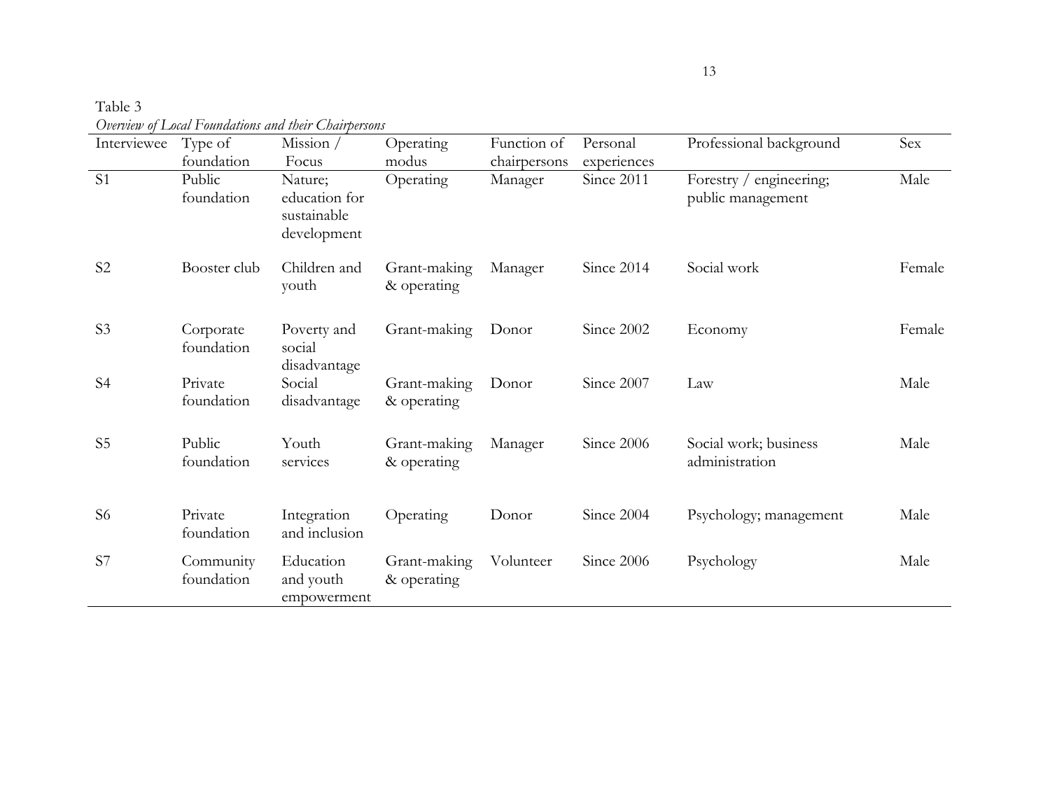Table 3

*Overview of Local Foundations and their Chairpersons*

| Interviewee | Type of foundation | Mission / Focus | Operating modus | Function of chairpersons | Personal experiences | Professional background | Sex |
|---|---|---|---|---|---|---|---|
| S1 | Public foundation | Nature; education for sustainable development | Operating | Manager | Since 2011 | Forestry / engineering; public management | Male |
| S2 | Booster club | Children and youth | Grant-making & operating | Manager | Since 2014 | Social work | Female |
| S3 | Corporate foundation | Poverty and social disadvantage | Grant-making | Donor | Since 2002 | Economy | Female |
| S4 | Private foundation | Social disadvantage | Grant-making & operating | Donor | Since 2007 | Law | Male |
| S5 | Public foundation | Youth services | Grant-making & operating | Manager | Since 2006 | Social work; business administration | Male |
| S6 | Private foundation | Integration and inclusion | Operating | Donor | Since 2004 | Psychology; management | Male |
| S7 | Community foundation | Education and youth empowerment | Grant-making & operating | Volunteer | Since 2006 | Psychology | Male |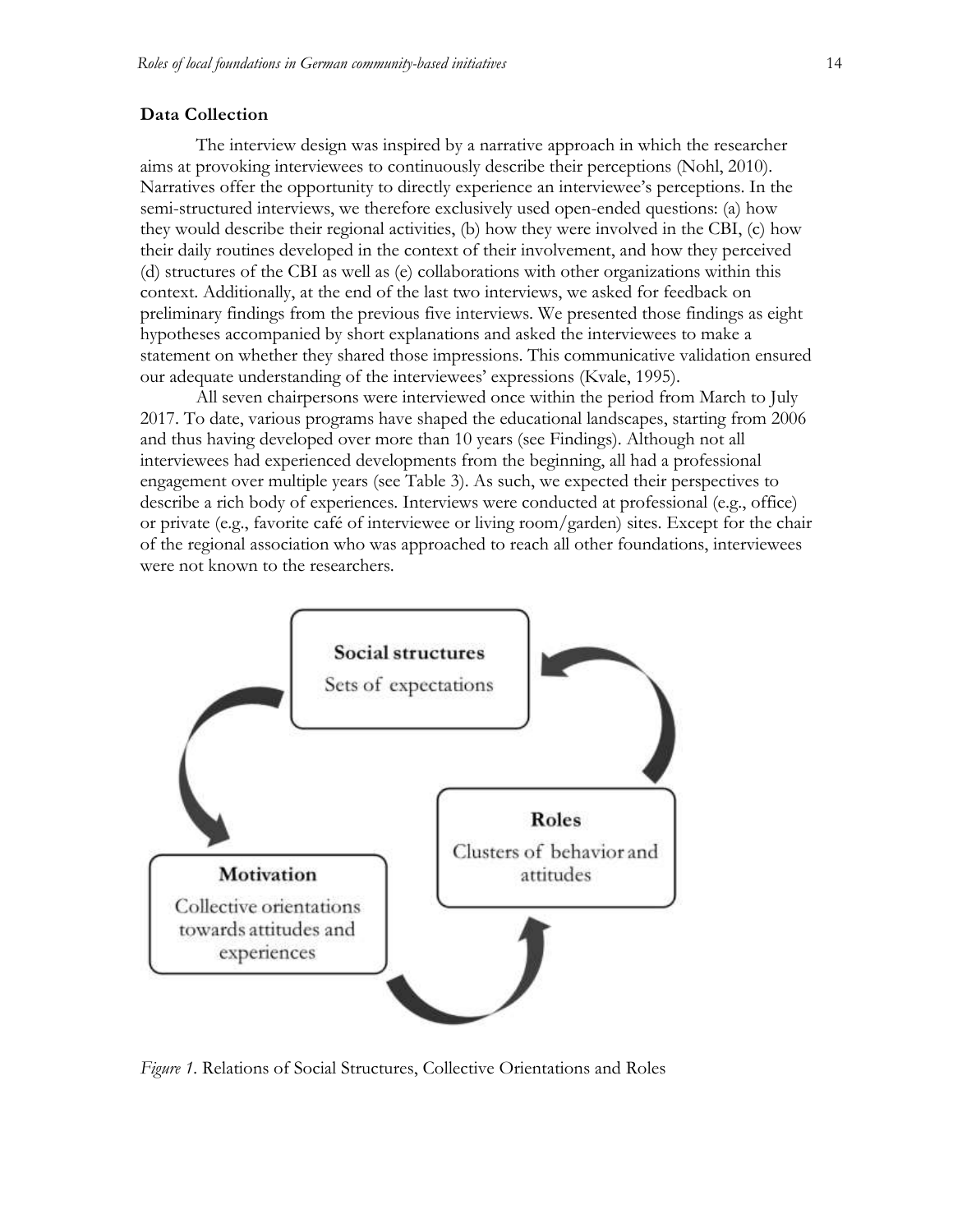### Data Collection

The interview design was inspired by a narrative approach in which the researcher aims at provoking interviewees to continuously describe their perceptions (Nohl, 2010). Narratives offer the opportunity to directly experience an interviewee's perceptions. In the semi-structured interviews, we therefore exclusively used open-ended questions: (a) how they would describe their regional activities, (b) how they were involved in the CBI, (c) how their daily routines developed in the context of their involvement, and how they perceived (d) structures of the CBI as well as (e) collaborations with other organizations within this context. Additionally, at the end of the last two interviews, we asked for feedback on preliminary findings from the previous five interviews. We presented those findings as eight hypotheses accompanied by short explanations and asked the interviewees to make a statement on whether they shared those impressions. This communicative validation ensured our adequate understanding of the interviewees' expressions (Kvale, 1995).

All seven chairpersons were interviewed once within the period from March to July 2017. To date, various programs have shaped the educational landscapes, starting from 2006 and thus having developed over more than 10 years (see Findings). Although not all interviewees had experienced developments from the beginning, all had a professional engagement over multiple years (see Table 3). As such, we expected their perspectives to describe a rich body of experiences. Interviews were conducted at professional (e.g., office) or private (e.g., favorite café of interviewee or living room/garden) sites. Except for the chair of the regional association who was approached to reach all other foundations, interviewees were not known to the researchers.

*Figure 1.* Relations of Social Structures, Collective Orientations and Roles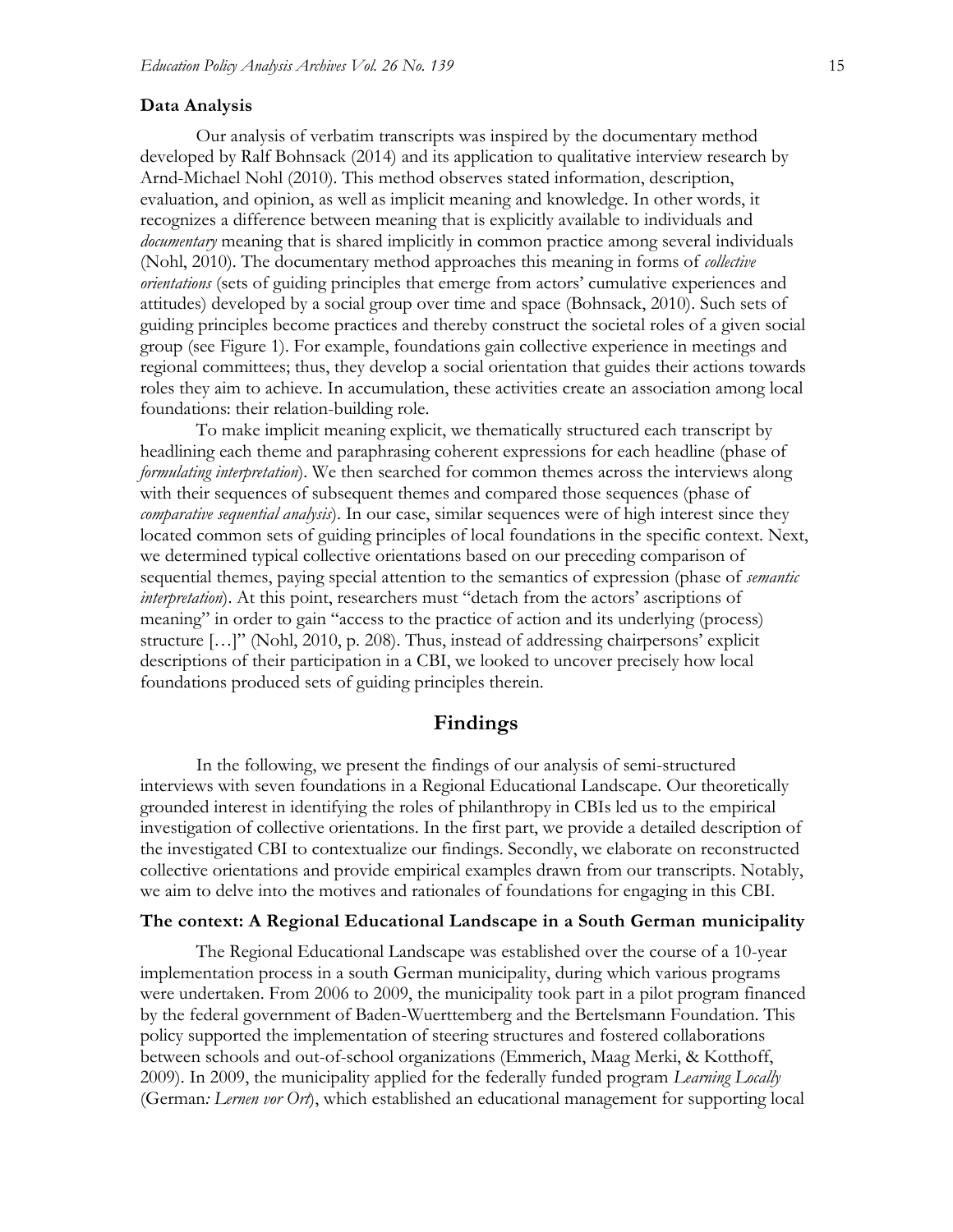### Data Analysis

Our analysis of verbatim transcripts was inspired by the documentary method developed by Ralf Bohnsack (2014) and its application to qualitative interview research by Arnd-Michael Nohl (2010). This method observes stated information, description, evaluation, and opinion, as well as implicit meaning and knowledge. In other words, it recognizes a difference between meaning that is explicitly available to individuals and *documentary* meaning that is shared implicitly in common practice among several individuals (Nohl, 2010). The documentary method approaches this meaning in forms of *collective orientations* (sets of guiding principles that emerge from actors' cumulative experiences and attitudes) developed by a social group over time and space (Bohnsack, 2010). Such sets of guiding principles become practices and thereby construct the societal roles of a given social group (see Figure 1). For example, foundations gain collective experience in meetings and regional committees; thus, they develop a social orientation that guides their actions towards roles they aim to achieve. In accumulation, these activities create an association among local foundations: their relation-building role.

To make implicit meaning explicit, we thematically structured each transcript by headlining each theme and paraphrasing coherent expressions for each headline (phase of *formulating interpretation*). We then searched for common themes across the interviews along with their sequences of subsequent themes and compared those sequences (phase of *comparative sequential analysis*). In our case, similar sequences were of high interest since they located common sets of guiding principles of local foundations in the specific context. Next, we determined typical collective orientations based on our preceding comparison of sequential themes, paying special attention to the semantics of expression (phase of *semantic interpretation*). At this point, researchers must "detach from the actors' ascriptions of meaning" in order to gain "access to the practice of action and its underlying (process) structure […]" (Nohl, 2010, p. 208). Thus, instead of addressing chairpersons' explicit descriptions of their participation in a CBI, we looked to uncover precisely how local foundations produced sets of guiding principles therein.

## Findings

In the following, we present the findings of our analysis of semi-structured interviews with seven foundations in a Regional Educational Landscape. Our theoretically grounded interest in identifying the roles of philanthropy in CBIs led us to the empirical investigation of collective orientations. In the first part, we provide a detailed description of the investigated CBI to contextualize our findings. Secondly, we elaborate on reconstructed collective orientations and provide empirical examples drawn from our transcripts. Notably, we aim to delve into the motives and rationales of foundations for engaging in this CBI.

### The context: A Regional Educational Landscape in a South German municipality

The Regional Educational Landscape was established over the course of a 10-year implementation process in a south German municipality, during which various programs were undertaken. From 2006 to 2009, the municipality took part in a pilot program financed by the federal government of Baden-Wuerttemberg and the Bertelsmann Foundation. This policy supported the implementation of steering structures and fostered collaborations between schools and out-of-school organizations (Emmerich, Maag Merki, & Kotthoff, 2009). In 2009, the municipality applied for the federally funded program *Learning Locally* (German*: Lernen vor Ort*), which established an educational management for supporting local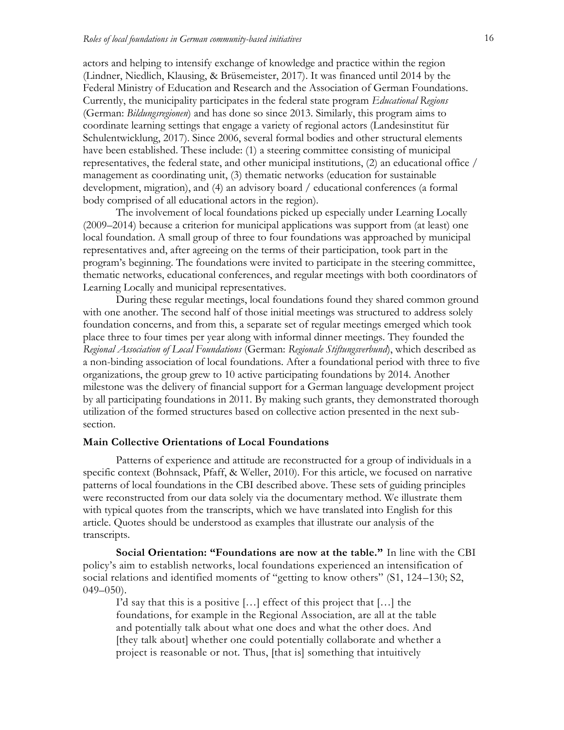actors and helping to intensify exchange of knowledge and practice within the region (Lindner, Niedlich, Klausing, & Brüsemeister, 2017). It was financed until 2014 by the Federal Ministry of Education and Research and the Association of German Foundations. Currently, the municipality participates in the federal state program *Educational Regions* (German: *Bildungsregionen*) and has done so since 2013. Similarly, this program aims to coordinate learning settings that engage a variety of regional actors (Landesinstitut für Schulentwicklung, 2017). Since 2006, several formal bodies and other structural elements have been established. These include: (1) a steering committee consisting of municipal representatives, the federal state, and other municipal institutions, (2) an educational office / management as coordinating unit, (3) thematic networks (education for sustainable development, migration), and (4) an advisory board / educational conferences (a formal body comprised of all educational actors in the region).

The involvement of local foundations picked up especially under Learning Locally (2009–2014) because a criterion for municipal applications was support from (at least) one local foundation. A small group of three to four foundations was approached by municipal representatives and, after agreeing on the terms of their participation, took part in the program's beginning. The foundations were invited to participate in the steering committee, thematic networks, educational conferences, and regular meetings with both coordinators of Learning Locally and municipal representatives.

During these regular meetings, local foundations found they shared common ground with one another. The second half of those initial meetings was structured to address solely foundation concerns, and from this, a separate set of regular meetings emerged which took place three to four times per year along with informal dinner meetings. They founded the *Regional Association of Local Foundations* (German: *Regionale Stiftungsverbund*), which described as a non-binding association of local foundations. After a foundational period with three to five organizations, the group grew to 10 active participating foundations by 2014. Another milestone was the delivery of financial support for a German language development project by all participating foundations in 2011. By making such grants, they demonstrated thorough utilization of the formed structures based on collective action presented in the next sub-section.

### Main Collective Orientations of Local Foundations

Patterns of experience and attitude are reconstructed for a group of individuals in a specific context (Bohnsack, Pfaff, & Weller, 2010). For this article, we focused on narrative patterns of local foundations in the CBI described above. These sets of guiding principles were reconstructed from our data solely via the documentary method. We illustrate them with typical quotes from the transcripts, which we have translated into English for this article. Quotes should be understood as examples that illustrate our analysis of the transcripts.

**Social Orientation: "Foundations are now at the table."** In line with the CBI policy's aim to establish networks, local foundations experienced an intensification of social relations and identified moments of "getting to know others" (S1, 124–130; S2, 049–050).

> I'd say that this is a positive […] effect of this project that […] the foundations, for example in the Regional Association, are all at the table and potentially talk about what one does and what the other does. And [they talk about] whether one could potentially collaborate and whether a project is reasonable or not. Thus, [that is] something that intuitively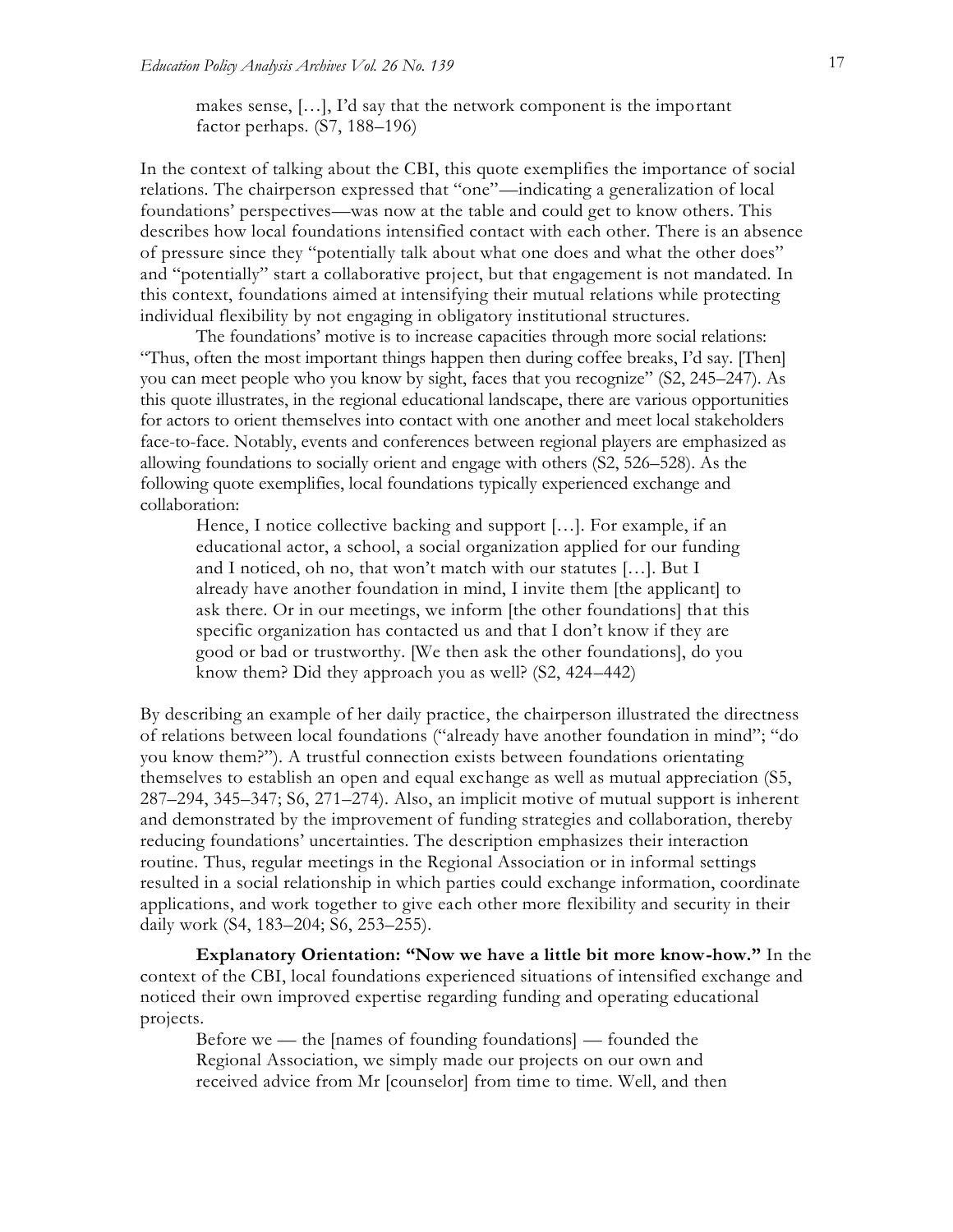> makes sense, […], I'd say that the network component is the important factor perhaps. (S7, 188–196)

In the context of talking about the CBI, this quote exemplifies the importance of social relations. The chairperson expressed that "one"—indicating a generalization of local foundations' perspectives—was now at the table and could get to know others. This describes how local foundations intensified contact with each other. There is an absence of pressure since they "potentially talk about what one does and what the other does" and "potentially" start a collaborative project, but that engagement is not mandated. In this context, foundations aimed at intensifying their mutual relations while protecting individual flexibility by not engaging in obligatory institutional structures.

The foundations' motive is to increase capacities through more social relations: "Thus, often the most important things happen then during coffee breaks, I'd say. [Then] you can meet people who you know by sight, faces that you recognize" (S2, 245–247). As this quote illustrates, in the regional educational landscape, there are various opportunities for actors to orient themselves into contact with one another and meet local stakeholders face-to-face. Notably, events and conferences between regional players are emphasized as allowing foundations to socially orient and engage with others (S2, 526–528). As the following quote exemplifies, local foundations typically experienced exchange and collaboration:

> Hence, I notice collective backing and support […]. For example, if an educational actor, a school, a social organization applied for our funding and I noticed, oh no, that won't match with our statutes […]. But I already have another foundation in mind, I invite them [the applicant] to ask there. Or in our meetings, we inform [the other foundations] that this specific organization has contacted us and that I don't know if they are good or bad or trustworthy. [We then ask the other foundations], do you know them? Did they approach you as well? (S2, 424–442)

By describing an example of her daily practice, the chairperson illustrated the directness of relations between local foundations ("already have another foundation in mind"; "do you know them?"). A trustful connection exists between foundations orientating themselves to establish an open and equal exchange as well as mutual appreciation (S5, 287–294, 345–347; S6, 271–274). Also, an implicit motive of mutual support is inherent and demonstrated by the improvement of funding strategies and collaboration, thereby reducing foundations' uncertainties. The description emphasizes their interaction routine. Thus, regular meetings in the Regional Association or in informal settings resulted in a social relationship in which parties could exchange information, coordinate applications, and work together to give each other more flexibility and security in their daily work (S4, 183–204; S6, 253–255).

**Explanatory Orientation: "Now we have a little bit more know-how."** In the context of the CBI, local foundations experienced situations of intensified exchange and noticed their own improved expertise regarding funding and operating educational projects.

> Before we — the [names of founding foundations] — founded the Regional Association, we simply made our projects on our own and received advice from Mr [counselor] from time to time. Well, and then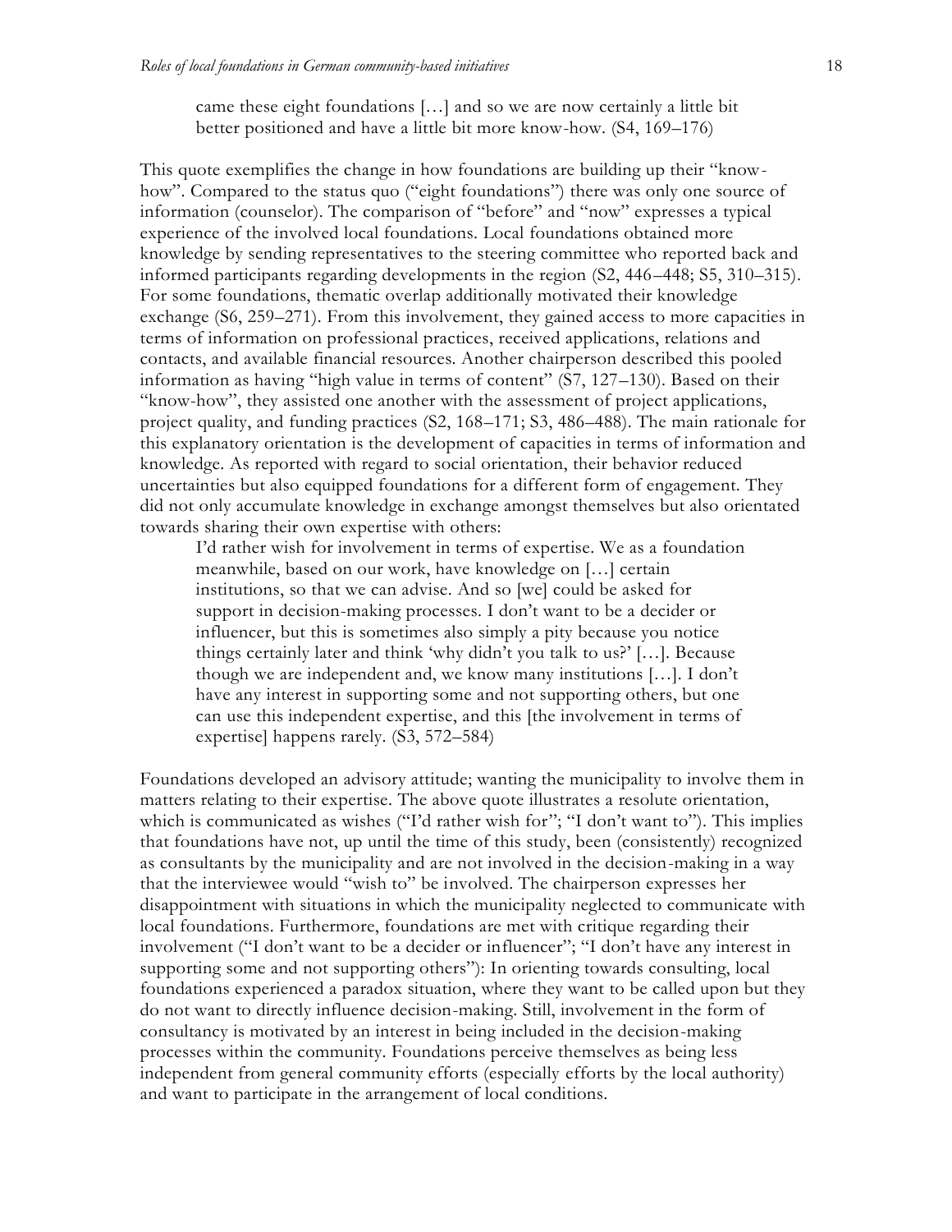> came these eight foundations […] and so we are now certainly a little bit better positioned and have a little bit more know-how. (S4, 169–176)

This quote exemplifies the change in how foundations are building up their "know-how". Compared to the status quo ("eight foundations") there was only one source of information (counselor). The comparison of "before" and "now" expresses a typical experience of the involved local foundations. Local foundations obtained more knowledge by sending representatives to the steering committee who reported back and informed participants regarding developments in the region (S2, 446–448; S5, 310–315). For some foundations, thematic overlap additionally motivated their knowledge exchange (S6, 259–271). From this involvement, they gained access to more capacities in terms of information on professional practices, received applications, relations and contacts, and available financial resources. Another chairperson described this pooled information as having "high value in terms of content" (S7, 127–130). Based on their "know-how", they assisted one another with the assessment of project applications, project quality, and funding practices (S2, 168–171; S3, 486–488). The main rationale for this explanatory orientation is the development of capacities in terms of information and knowledge. As reported with regard to social orientation, their behavior reduced uncertainties but also equipped foundations for a different form of engagement. They did not only accumulate knowledge in exchange amongst themselves but also orientated towards sharing their own expertise with others:

> I'd rather wish for involvement in terms of expertise. We as a foundation meanwhile, based on our work, have knowledge on […] certain institutions, so that we can advise. And so [we] could be asked for support in decision-making processes. I don't want to be a decider or influencer, but this is sometimes also simply a pity because you notice things certainly later and think 'why didn't you talk to us?' […]. Because though we are independent and, we know many institutions […]. I don't have any interest in supporting some and not supporting others, but one can use this independent expertise, and this [the involvement in terms of expertise] happens rarely. (S3, 572–584)

Foundations developed an advisory attitude; wanting the municipality to involve them in matters relating to their expertise. The above quote illustrates a resolute orientation, which is communicated as wishes ("I'd rather wish for"; "I don't want to"). This implies that foundations have not, up until the time of this study, been (consistently) recognized as consultants by the municipality and are not involved in the decision-making in a way that the interviewee would "wish to" be involved. The chairperson expresses her disappointment with situations in which the municipality neglected to communicate with local foundations. Furthermore, foundations are met with critique regarding their involvement ("I don't want to be a decider or influencer"; "I don't have any interest in supporting some and not supporting others"): In orienting towards consulting, local foundations experienced a paradox situation, where they want to be called upon but they do not want to directly influence decision-making. Still, involvement in the form of consultancy is motivated by an interest in being included in the decision-making processes within the community. Foundations perceive themselves as being less independent from general community efforts (especially efforts by the local authority) and want to participate in the arrangement of local conditions.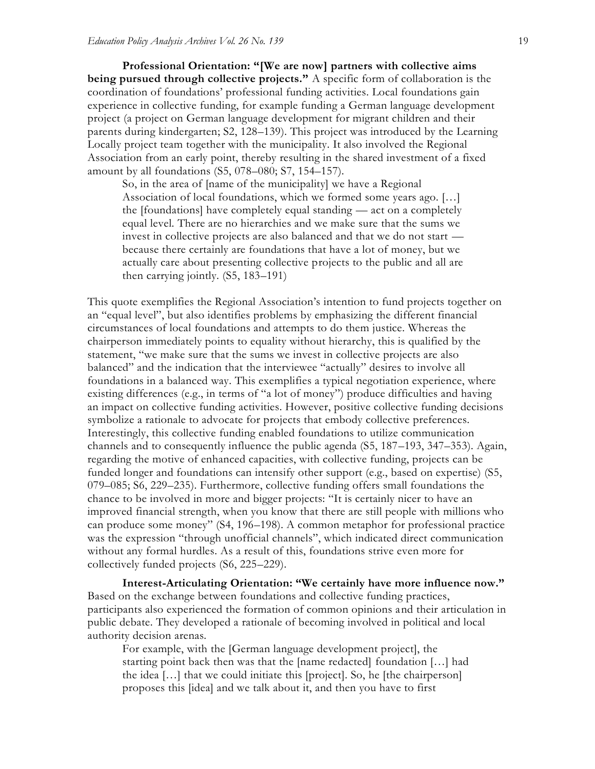**Professional Orientation: "[We are now] partners with collective aims being pursued through collective projects."** A specific form of collaboration is the coordination of foundations' professional funding activities. Local foundations gain experience in collective funding, for example funding a German language development project (a project on German language development for migrant children and their parents during kindergarten; S2, 128–139). This project was introduced by the Learning Locally project team together with the municipality. It also involved the Regional Association from an early point, thereby resulting in the shared investment of a fixed amount by all foundations (S5, 078–080; S7, 154–157).

> So, in the area of [name of the municipality] we have a Regional Association of local foundations, which we formed some years ago. […] the [foundations] have completely equal standing — act on a completely equal level. There are no hierarchies and we make sure that the sums we invest in collective projects are also balanced and that we do not start — because there certainly are foundations that have a lot of money, but we actually care about presenting collective projects to the public and all are then carrying jointly. (S5, 183–191)

This quote exemplifies the Regional Association's intention to fund projects together on an "equal level", but also identifies problems by emphasizing the different financial circumstances of local foundations and attempts to do them justice. Whereas the chairperson immediately points to equality without hierarchy, this is qualified by the statement, "we make sure that the sums we invest in collective projects are also balanced" and the indication that the interviewee "actually" desires to involve all foundations in a balanced way. This exemplifies a typical negotiation experience, where existing differences (e.g., in terms of "a lot of money") produce difficulties and having an impact on collective funding activities. However, positive collective funding decisions symbolize a rationale to advocate for projects that embody collective preferences. Interestingly, this collective funding enabled foundations to utilize communication channels and to consequently influence the public agenda (S5, 187–193, 347–353). Again, regarding the motive of enhanced capacities, with collective funding, projects can be funded longer and foundations can intensify other support (e.g., based on expertise) (S5, 079–085; S6, 229–235). Furthermore, collective funding offers small foundations the chance to be involved in more and bigger projects: "It is certainly nicer to have an improved financial strength, when you know that there are still people with millions who can produce some money" (S4, 196–198). A common metaphor for professional practice was the expression "through unofficial channels", which indicated direct communication without any formal hurdles. As a result of this, foundations strive even more for collectively funded projects (S6, 225–229).

**Interest-Articulating Orientation: "We certainly have more influence now."** Based on the exchange between foundations and collective funding practices, participants also experienced the formation of common opinions and their articulation in public debate. They developed a rationale of becoming involved in political and local authority decision arenas.

> For example, with the [German language development project], the starting point back then was that the [name redacted] foundation […] had the idea […] that we could initiate this [project]. So, he [the chairperson] proposes this [idea] and we talk about it, and then you have to first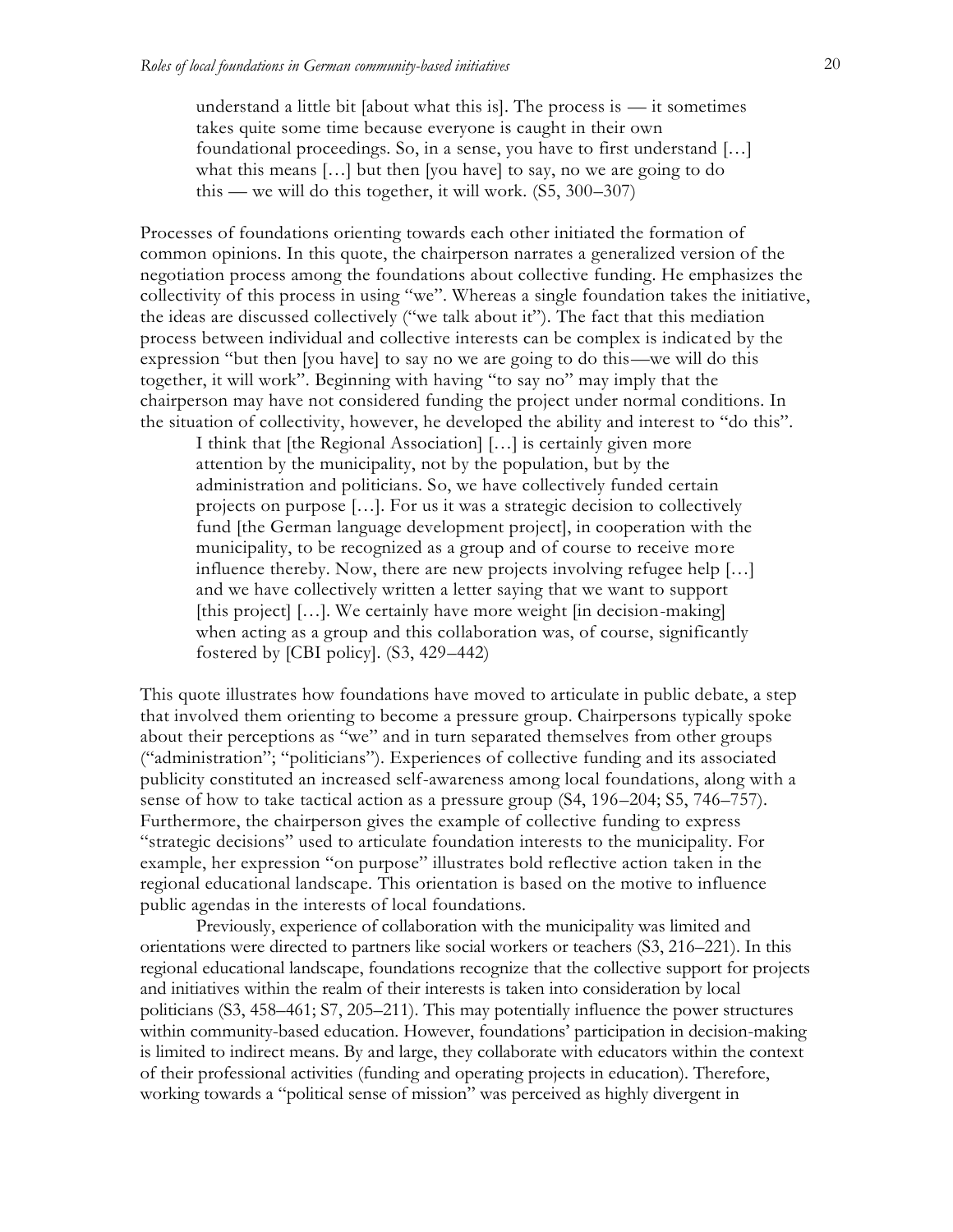> understand a little bit [about what this is]. The process is — it sometimes takes quite some time because everyone is caught in their own foundational proceedings. So, in a sense, you have to first understand […] what this means […] but then [you have] to say, no we are going to do this — we will do this together, it will work. (S5, 300–307)

Processes of foundations orienting towards each other initiated the formation of common opinions. In this quote, the chairperson narrates a generalized version of the negotiation process among the foundations about collective funding. He emphasizes the collectivity of this process in using "we". Whereas a single foundation takes the initiative, the ideas are discussed collectively ("we talk about it"). The fact that this mediation process between individual and collective interests can be complex is indicated by the expression "but then [you have] to say no we are going to do this—we will do this together, it will work". Beginning with having "to say no" may imply that the chairperson may have not considered funding the project under normal conditions. In the situation of collectivity, however, he developed the ability and interest to "do this".

> I think that [the Regional Association] […] is certainly given more attention by the municipality, not by the population, but by the administration and politicians. So, we have collectively funded certain projects on purpose […]. For us it was a strategic decision to collectively fund [the German language development project], in cooperation with the municipality, to be recognized as a group and of course to receive more influence thereby. Now, there are new projects involving refugee help […] and we have collectively written a letter saying that we want to support [this project] […]. We certainly have more weight [in decision-making] when acting as a group and this collaboration was, of course, significantly fostered by [CBI policy]. (S3, 429–442)

This quote illustrates how foundations have moved to articulate in public debate, a step that involved them orienting to become a pressure group. Chairpersons typically spoke about their perceptions as "we" and in turn separated themselves from other groups ("administration"; "politicians"). Experiences of collective funding and its associated publicity constituted an increased self-awareness among local foundations, along with a sense of how to take tactical action as a pressure group (S4, 196–204; S5, 746–757). Furthermore, the chairperson gives the example of collective funding to express "strategic decisions" used to articulate foundation interests to the municipality. For example, her expression "on purpose" illustrates bold reflective action taken in the regional educational landscape. This orientation is based on the motive to influence public agendas in the interests of local foundations.

Previously, experience of collaboration with the municipality was limited and orientations were directed to partners like social workers or teachers (S3, 216–221). In this regional educational landscape, foundations recognize that the collective support for projects and initiatives within the realm of their interests is taken into consideration by local politicians (S3, 458–461; S7, 205–211). This may potentially influence the power structures within community-based education. However, foundations' participation in decision-making is limited to indirect means. By and large, they collaborate with educators within the context of their professional activities (funding and operating projects in education). Therefore, working towards a "political sense of mission" was perceived as highly divergent in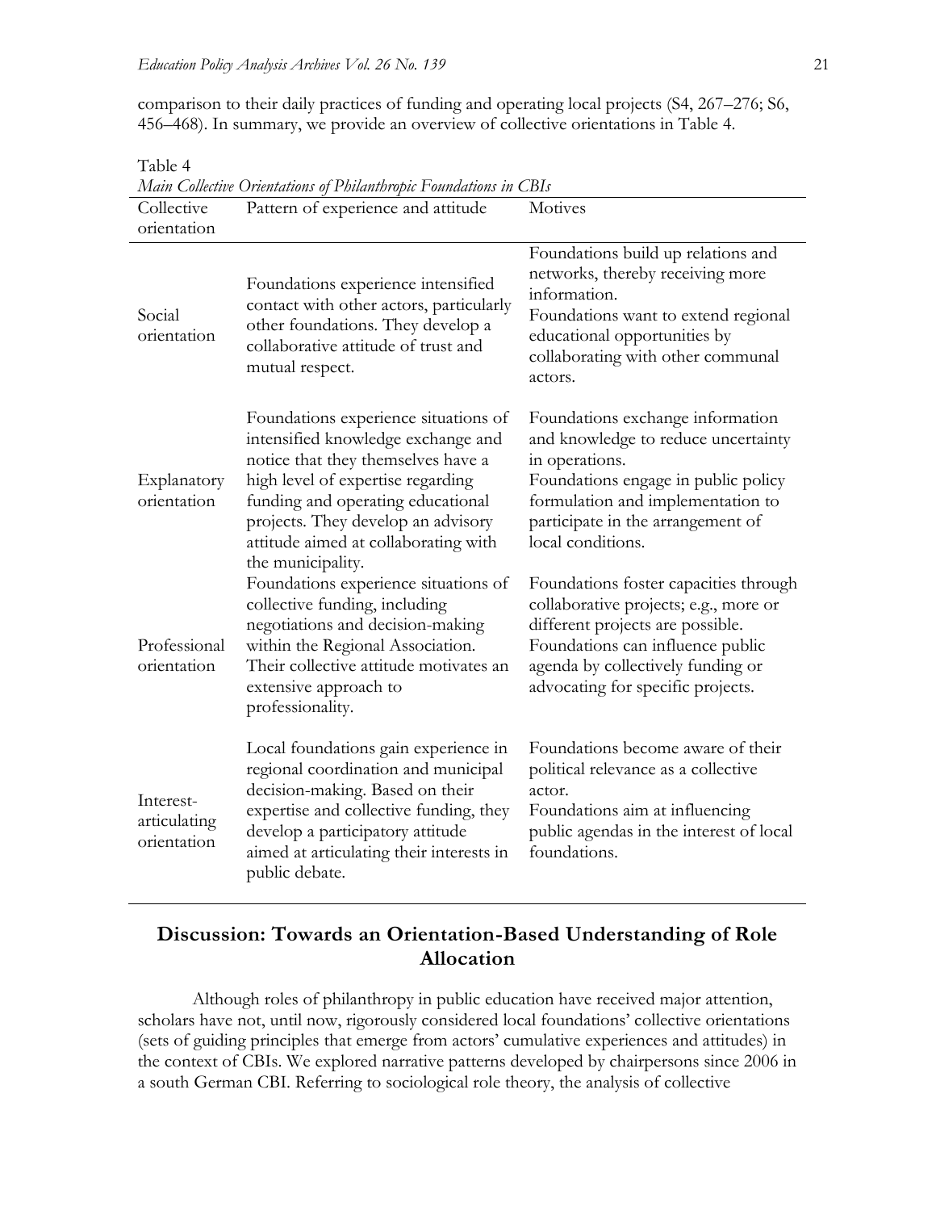comparison to their daily practices of funding and operating local projects (S4, 267–276; S6, 456–468). In summary, we provide an overview of collective orientations in Table 4.

Table 4
*Main Collective Orientations of Philanthropic Foundations in CBIs*

| Collective orientation | Pattern of experience and attitude | Motives |
|---|---|---|
| Social orientation | Foundations experience intensified contact with other actors, particularly other foundations. They develop a collaborative attitude of trust and mutual respect. | Foundations build up relations and networks, thereby receiving more information.<br>Foundations want to extend regional educational opportunities by collaborating with other communal actors. |
| Explanatory orientation | Foundations experience situations of intensified knowledge exchange and notice that they themselves have a high level of expertise regarding funding and operating educational projects. They develop an advisory attitude aimed at collaborating with the municipality. | Foundations exchange information and knowledge to reduce uncertainty in operations.<br>Foundations engage in public policy formulation and implementation to participate in the arrangement of local conditions. |
| Professional orientation | Foundations experience situations of collective funding, including negotiations and decision-making within the Regional Association. Their collective attitude motivates an extensive approach to professionality. | Foundations foster capacities through collaborative projects; e.g., more or different projects are possible.<br>Foundations can influence public agenda by collectively funding or advocating for specific projects. |
| Interest-articulating orientation | Local foundations gain experience in regional coordination and municipal decision-making. Based on their expertise and collective funding, they develop a participatory attitude aimed at articulating their interests in public debate. | Foundations become aware of their political relevance as a collective actor.<br>Foundations aim at influencing public agendas in the interest of local foundations. |

## Discussion: Towards an Orientation-Based Understanding of Role Allocation

Although roles of philanthropy in public education have received major attention, scholars have not, until now, rigorously considered local foundations' collective orientations (sets of guiding principles that emerge from actors' cumulative experiences and attitudes) in the context of CBIs. We explored narrative patterns developed by chairpersons since 2006 in a south German CBI. Referring to sociological role theory, the analysis of collective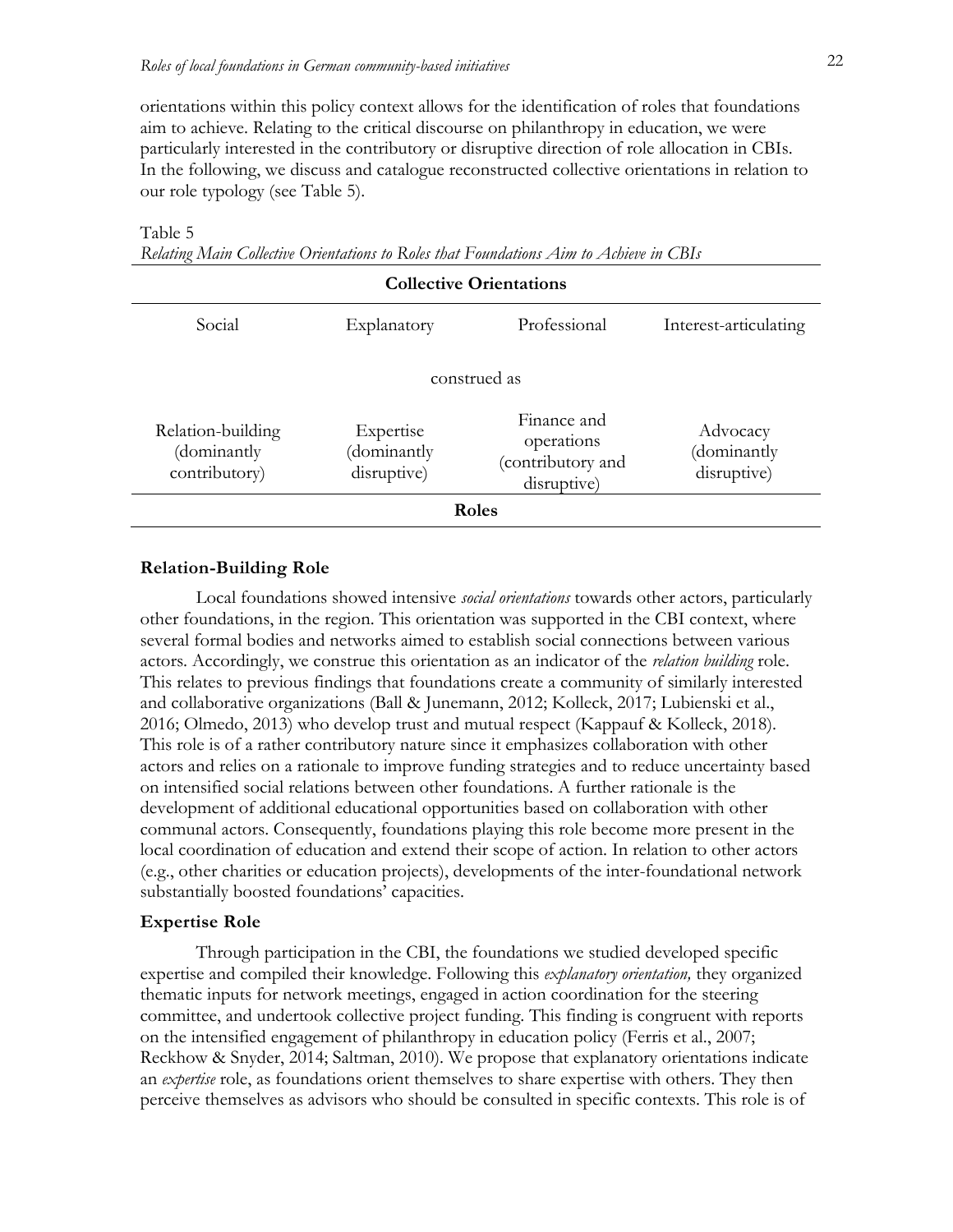orientations within this policy context allows for the identification of roles that foundations aim to achieve. Relating to the critical discourse on philanthropy in education, we were particularly interested in the contributory or disruptive direction of role allocation in CBIs. In the following, we discuss and catalogue reconstructed collective orientations in relation to our role typology (see Table 5).

Table 5
*Relating Main Collective Orientations to Roles that Foundations Aim to Achieve in CBIs*

| **Collective Orientations** | | | |
|---|---|---|---|
| Social | Explanatory | Professional | Interest-articulating |
| construed as | | | |
| Relation-building (dominantly contributory) | Expertise (dominantly disruptive) | Finance and operations (contributory and disruptive) | Advocacy (dominantly disruptive) |
| **Roles** | | | |

### Relation-Building Role

Local foundations showed intensive *social orientations* towards other actors, particularly other foundations, in the region. This orientation was supported in the CBI context, where several formal bodies and networks aimed to establish social connections between various actors. Accordingly, we construe this orientation as an indicator of the *relation building* role. This relates to previous findings that foundations create a community of similarly interested and collaborative organizations (Ball & Junemann, 2012; Kolleck, 2017; Lubienski et al., 2016; Olmedo, 2013) who develop trust and mutual respect (Kappauf & Kolleck, 2018). This role is of a rather contributory nature since it emphasizes collaboration with other actors and relies on a rationale to improve funding strategies and to reduce uncertainty based on intensified social relations between other foundations. A further rationale is the development of additional educational opportunities based on collaboration with other communal actors. Consequently, foundations playing this role become more present in the local coordination of education and extend their scope of action. In relation to other actors (e.g., other charities or education projects), developments of the inter-foundational network substantially boosted foundations' capacities.

### Expertise Role

Through participation in the CBI, the foundations we studied developed specific expertise and compiled their knowledge. Following this *explanatory orientation,* they organized thematic inputs for network meetings, engaged in action coordination for the steering committee, and undertook collective project funding. This finding is congruent with reports on the intensified engagement of philanthropy in education policy (Ferris et al., 2007; Reckhow & Snyder, 2014; Saltman, 2010). We propose that explanatory orientations indicate an *expertise* role, as foundations orient themselves to share expertise with others. They then perceive themselves as advisors who should be consulted in specific contexts. This role is of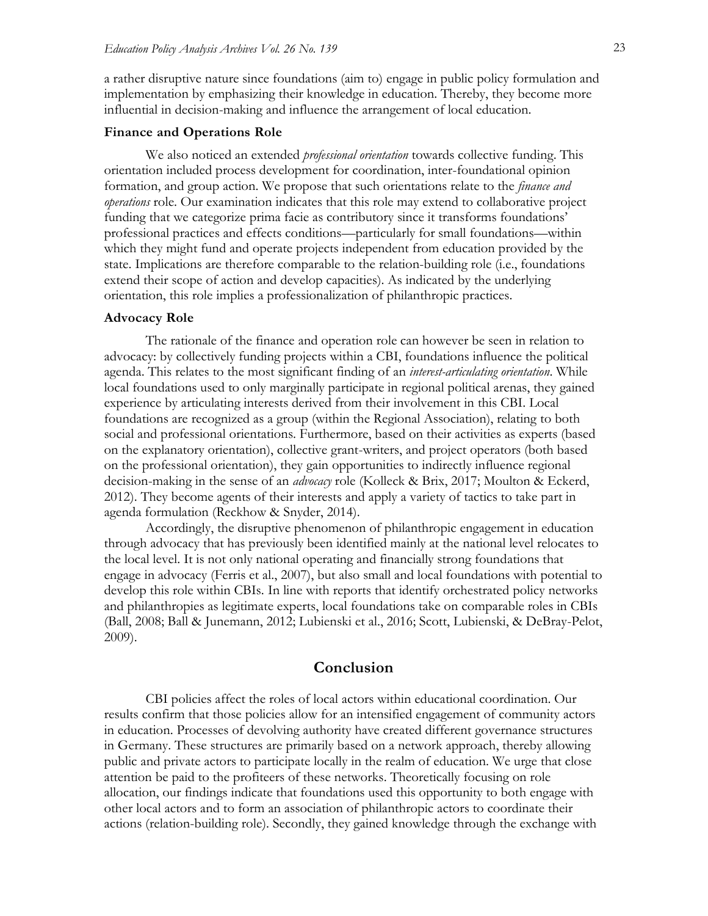a rather disruptive nature since foundations (aim to) engage in public policy formulation and implementation by emphasizing their knowledge in education. Thereby, they become more influential in decision-making and influence the arrangement of local education.

### Finance and Operations Role

We also noticed an extended *professional orientation* towards collective funding. This orientation included process development for coordination, inter-foundational opinion formation, and group action. We propose that such orientations relate to the *finance and operations* role. Our examination indicates that this role may extend to collaborative project funding that we categorize prima facie as contributory since it transforms foundations' professional practices and effects conditions—particularly for small foundations—within which they might fund and operate projects independent from education provided by the state. Implications are therefore comparable to the relation-building role (i.e., foundations extend their scope of action and develop capacities). As indicated by the underlying orientation, this role implies a professionalization of philanthropic practices.

### Advocacy Role

The rationale of the finance and operation role can however be seen in relation to advocacy: by collectively funding projects within a CBI, foundations influence the political agenda. This relates to the most significant finding of an *interest-articulating orientation*. While local foundations used to only marginally participate in regional political arenas, they gained experience by articulating interests derived from their involvement in this CBI. Local foundations are recognized as a group (within the Regional Association), relating to both social and professional orientations. Furthermore, based on their activities as experts (based on the explanatory orientation), collective grant-writers, and project operators (both based on the professional orientation), they gain opportunities to indirectly influence regional decision-making in the sense of an *advocacy* role (Kolleck & Brix, 2017; Moulton & Eckerd, 2012). They become agents of their interests and apply a variety of tactics to take part in agenda formulation (Reckhow & Snyder, 2014).

Accordingly, the disruptive phenomenon of philanthropic engagement in education through advocacy that has previously been identified mainly at the national level relocates to the local level. It is not only national operating and financially strong foundations that engage in advocacy (Ferris et al., 2007), but also small and local foundations with potential to develop this role within CBIs. In line with reports that identify orchestrated policy networks and philanthropies as legitimate experts, local foundations take on comparable roles in CBIs (Ball, 2008; Ball & Junemann, 2012; Lubienski et al., 2016; Scott, Lubienski, & DeBray-Pelot, 2009).

## Conclusion

CBI policies affect the roles of local actors within educational coordination. Our results confirm that those policies allow for an intensified engagement of community actors in education. Processes of devolving authority have created different governance structures in Germany. These structures are primarily based on a network approach, thereby allowing public and private actors to participate locally in the realm of education. We urge that close attention be paid to the profiteers of these networks. Theoretically focusing on role allocation, our findings indicate that foundations used this opportunity to both engage with other local actors and to form an association of philanthropic actors to coordinate their actions (relation-building role). Secondly, they gained knowledge through the exchange with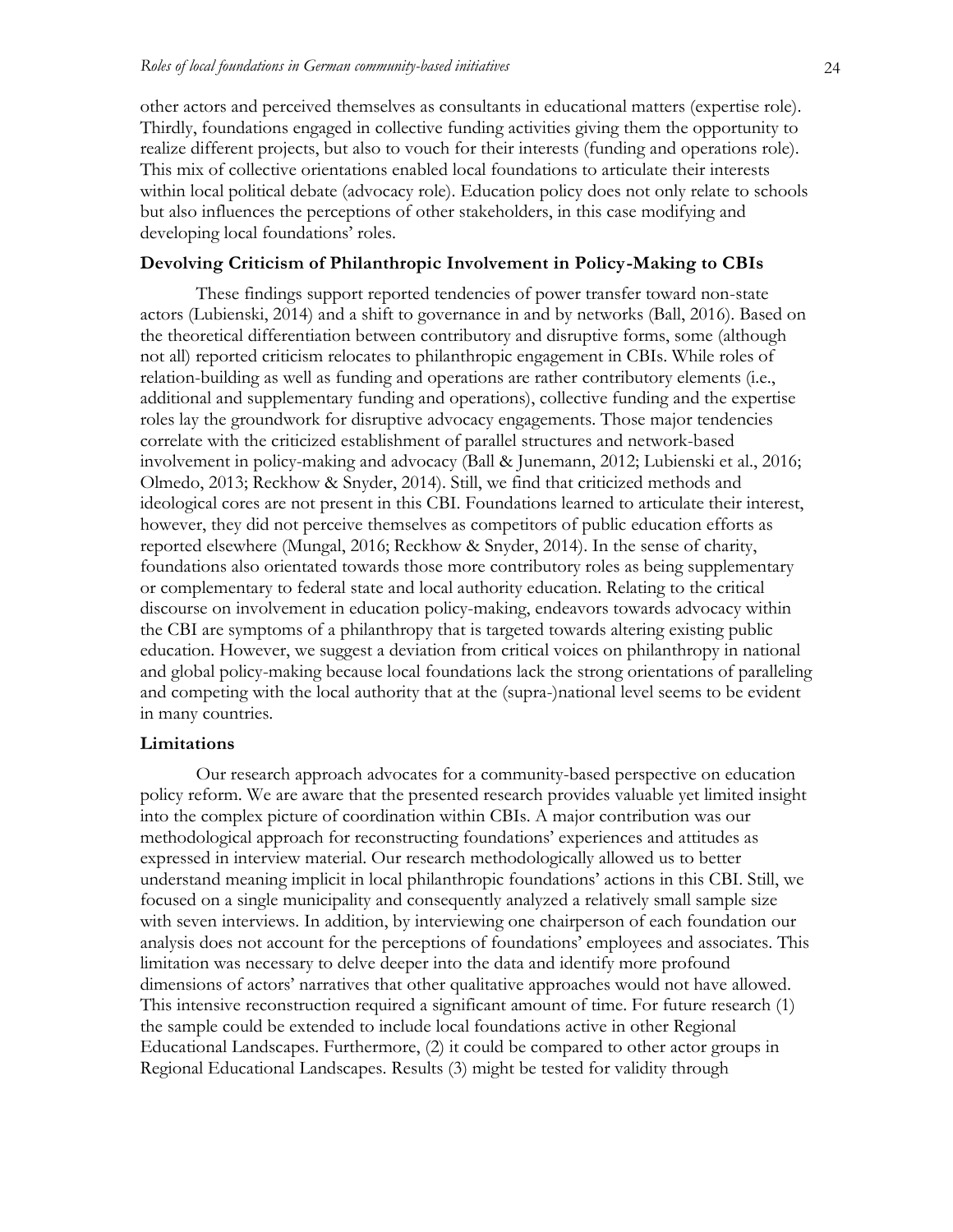other actors and perceived themselves as consultants in educational matters (expertise role). Thirdly, foundations engaged in collective funding activities giving them the opportunity to realize different projects, but also to vouch for their interests (funding and operations role). This mix of collective orientations enabled local foundations to articulate their interests within local political debate (advocacy role). Education policy does not only relate to schools but also influences the perceptions of other stakeholders, in this case modifying and developing local foundations' roles.

### Devolving Criticism of Philanthropic Involvement in Policy-Making to CBIs

These findings support reported tendencies of power transfer toward non-state actors (Lubienski, 2014) and a shift to governance in and by networks (Ball, 2016). Based on the theoretical differentiation between contributory and disruptive forms, some (although not all) reported criticism relocates to philanthropic engagement in CBIs. While roles of relation-building as well as funding and operations are rather contributory elements (i.e., additional and supplementary funding and operations), collective funding and the expertise roles lay the groundwork for disruptive advocacy engagements. Those major tendencies correlate with the criticized establishment of parallel structures and network-based involvement in policy-making and advocacy (Ball & Junemann, 2012; Lubienski et al., 2016; Olmedo, 2013; Reckhow & Snyder, 2014). Still, we find that criticized methods and ideological cores are not present in this CBI. Foundations learned to articulate their interest, however, they did not perceive themselves as competitors of public education efforts as reported elsewhere (Mungal, 2016; Reckhow & Snyder, 2014). In the sense of charity, foundations also orientated towards those more contributory roles as being supplementary or complementary to federal state and local authority education. Relating to the critical discourse on involvement in education policy-making, endeavors towards advocacy within the CBI are symptoms of a philanthropy that is targeted towards altering existing public education. However, we suggest a deviation from critical voices on philanthropy in national and global policy-making because local foundations lack the strong orientations of paralleling and competing with the local authority that at the (supra-)national level seems to be evident in many countries.

### Limitations

Our research approach advocates for a community-based perspective on education policy reform. We are aware that the presented research provides valuable yet limited insight into the complex picture of coordination within CBIs. A major contribution was our methodological approach for reconstructing foundations' experiences and attitudes as expressed in interview material. Our research methodologically allowed us to better understand meaning implicit in local philanthropic foundations' actions in this CBI. Still, we focused on a single municipality and consequently analyzed a relatively small sample size with seven interviews. In addition, by interviewing one chairperson of each foundation our analysis does not account for the perceptions of foundations' employees and associates. This limitation was necessary to delve deeper into the data and identify more profound dimensions of actors' narratives that other qualitative approaches would not have allowed. This intensive reconstruction required a significant amount of time. For future research (1) the sample could be extended to include local foundations active in other Regional Educational Landscapes. Furthermore, (2) it could be compared to other actor groups in Regional Educational Landscapes. Results (3) might be tested for validity through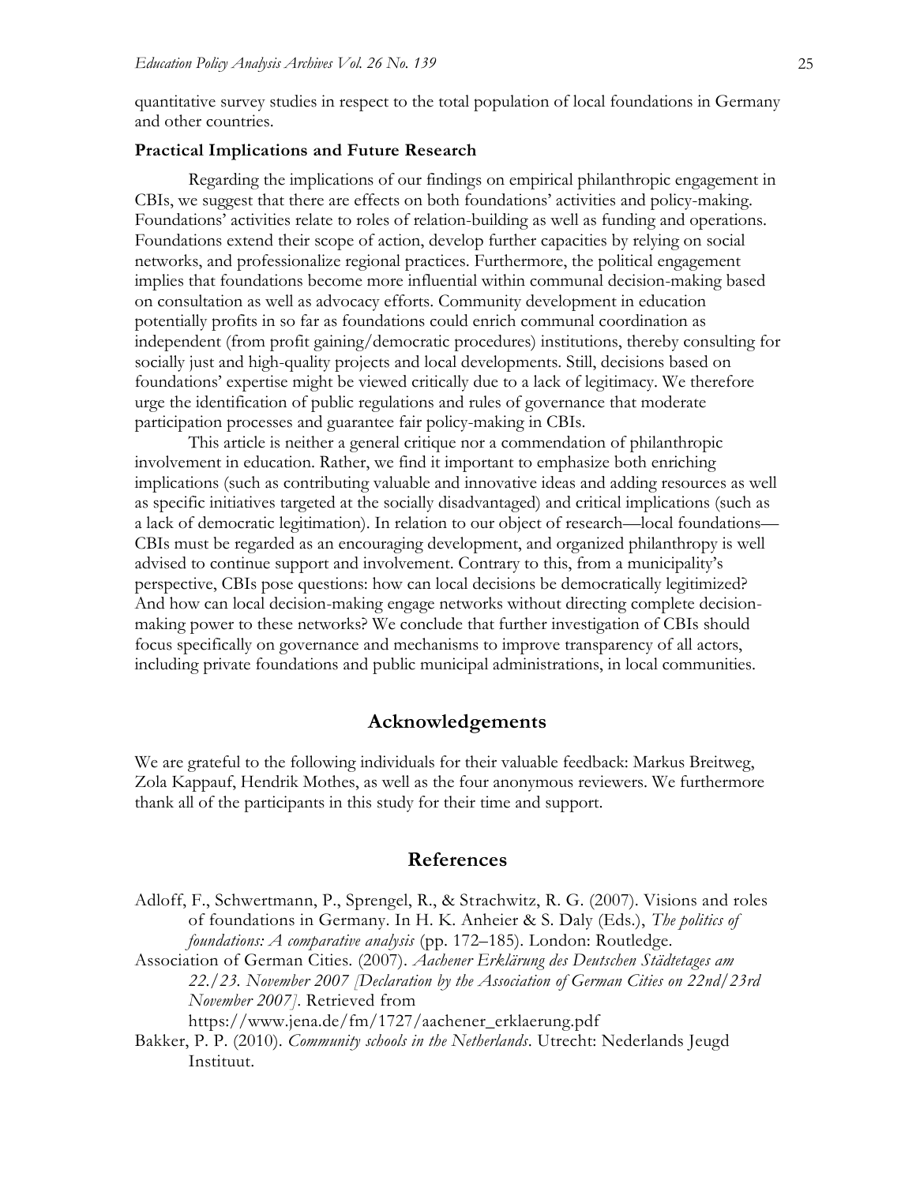quantitative survey studies in respect to the total population of local foundations in Germany and other countries.

### Practical Implications and Future Research

Regarding the implications of our findings on empirical philanthropic engagement in CBIs, we suggest that there are effects on both foundations' activities and policy-making. Foundations' activities relate to roles of relation-building as well as funding and operations. Foundations extend their scope of action, develop further capacities by relying on social networks, and professionalize regional practices. Furthermore, the political engagement implies that foundations become more influential within communal decision-making based on consultation as well as advocacy efforts. Community development in education potentially profits in so far as foundations could enrich communal coordination as independent (from profit gaining/democratic procedures) institutions, thereby consulting for socially just and high-quality projects and local developments. Still, decisions based on foundations' expertise might be viewed critically due to a lack of legitimacy. We therefore urge the identification of public regulations and rules of governance that moderate participation processes and guarantee fair policy-making in CBIs.

This article is neither a general critique nor a commendation of philanthropic involvement in education. Rather, we find it important to emphasize both enriching implications (such as contributing valuable and innovative ideas and adding resources as well as specific initiatives targeted at the socially disadvantaged) and critical implications (such as a lack of democratic legitimation). In relation to our object of research—local foundations—CBIs must be regarded as an encouraging development, and organized philanthropy is well advised to continue support and involvement. Contrary to this, from a municipality's perspective, CBIs pose questions: how can local decisions be democratically legitimized? And how can local decision-making engage networks without directing complete decision-making power to these networks? We conclude that further investigation of CBIs should focus specifically on governance and mechanisms to improve transparency of all actors, including private foundations and public municipal administrations, in local communities.

## Acknowledgements

We are grateful to the following individuals for their valuable feedback: Markus Breitweg, Zola Kappauf, Hendrik Mothes, as well as the four anonymous reviewers. We furthermore thank all of the participants in this study for their time and support.

## References

Adloff, F., Schwertmann, P., Sprengel, R., & Strachwitz, R. G. (2007). Visions and roles of foundations in Germany. In H. K. Anheier & S. Daly (Eds.), *The politics of foundations: A comparative analysis* (pp. 172–185). London: Routledge.

Association of German Cities. (2007). *Aachener Erklärung des Deutschen Städtetages am 22./23. November 2007 [Declaration by the Association of German Cities on 22nd/23rd November 2007]*. Retrieved from https://www.jena.de/fm/1727/aachener_erklaerung.pdf

Bakker, P. P. (2010). *Community schools in the Netherlands*. Utrecht: Nederlands Jeugd Instituut.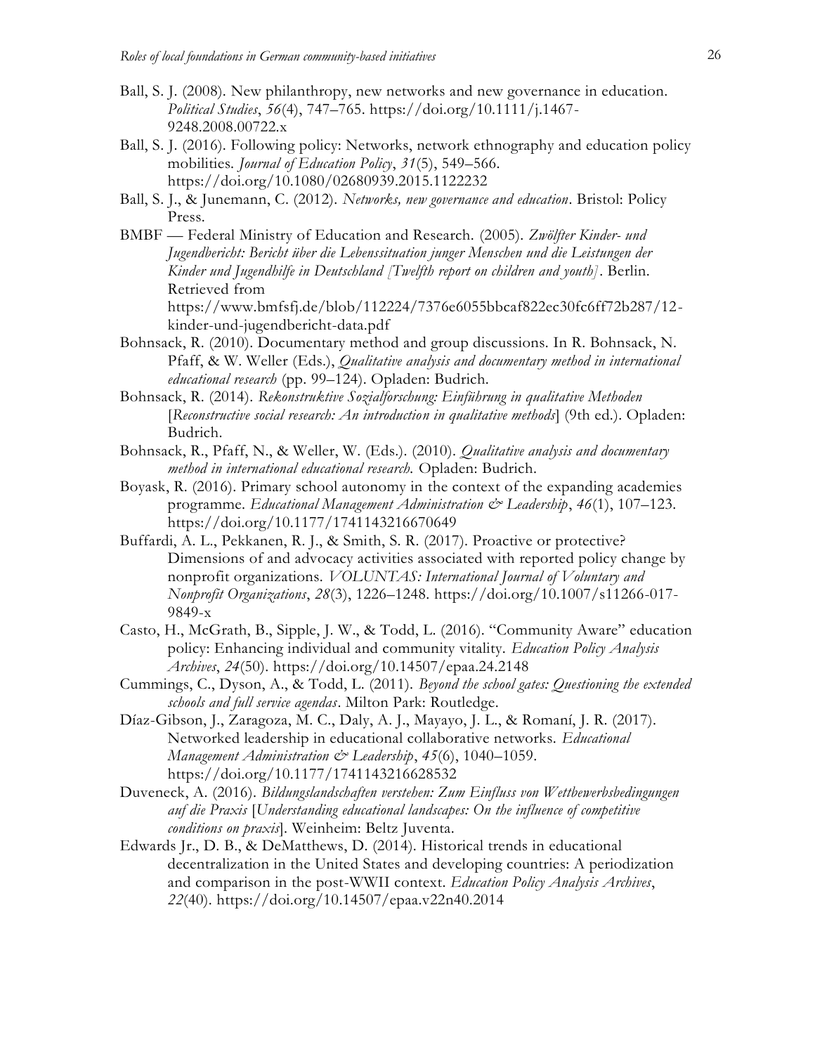Ball, S. J. (2008). New philanthropy, new networks and new governance in education. *Political Studies*, *56*(4), 747–765. https://doi.org/10.1111/j.1467-9248.2008.00722.x

Ball, S. J. (2016). Following policy: Networks, network ethnography and education policy mobilities. *Journal of Education Policy*, *31*(5), 549–566. https://doi.org/10.1080/02680939.2015.1122232

Ball, S. J., & Junemann, C. (2012). *Networks, new governance and education*. Bristol: Policy Press.

BMBF — Federal Ministry of Education and Research. (2005). *Zwölfter Kinder- und Jugendbericht: Bericht über die Lebenssituation junger Menschen und die Leistungen der Kinder und Jugendhilfe in Deutschland [Twelfth report on children and youth]*. Berlin. Retrieved from https://www.bmfsfj.de/blob/112224/7376e6055bbcaf822ec30fc6ff72b287/12-kinder-und-jugendbericht-data.pdf

Bohnsack, R. (2010). Documentary method and group discussions. In R. Bohnsack, N. Pfaff, & W. Weller (Eds.), *Qualitative analysis and documentary method in international educational research* (pp. 99–124). Opladen: Budrich.

Bohnsack, R. (2014). *Rekonstruktive Sozialforschung: Einführung in qualitative Methoden* [*Reconstructive social research: An introduction in qualitative methods*] (9th ed.). Opladen: Budrich.

Bohnsack, R., Pfaff, N., & Weller, W. (Eds.). (2010). *Qualitative analysis and documentary method in international educational research.* Opladen: Budrich.

Boyask, R. (2016). Primary school autonomy in the context of the expanding academies programme. *Educational Management Administration & Leadership*, *46*(1), 107–123. https://doi.org/10.1177/1741143216670649

Buffardi, A. L., Pekkanen, R. J., & Smith, S. R. (2017). Proactive or protective? Dimensions of and advocacy activities associated with reported policy change by nonprofit organizations. *VOLUNTAS: International Journal of Voluntary and Nonprofit Organizations*, *28*(3), 1226–1248. https://doi.org/10.1007/s11266-017-9849-x

Casto, H., McGrath, B., Sipple, J. W., & Todd, L. (2016). "Community Aware" education policy: Enhancing individual and community vitality. *Education Policy Analysis Archives*, *24*(50). https://doi.org/10.14507/epaa.24.2148

Cummings, C., Dyson, A., & Todd, L. (2011). *Beyond the school gates: Questioning the extended schools and full service agendas*. Milton Park: Routledge.

Díaz-Gibson, J., Zaragoza, M. C., Daly, A. J., Mayayo, J. L., & Romaní, J. R. (2017). Networked leadership in educational collaborative networks. *Educational Management Administration & Leadership*, *45*(6), 1040–1059. https://doi.org/10.1177/1741143216628532

Duveneck, A. (2016). *Bildungslandschaften verstehen: Zum Einfluss von Wettbewerbsbedingungen auf die Praxis* [*Understanding educational landscapes: On the influence of competitive conditions on praxis*]. Weinheim: Beltz Juventa.

Edwards Jr., D. B., & DeMatthews, D. (2014). Historical trends in educational decentralization in the United States and developing countries: A periodization and comparison in the post-WWII context. *Education Policy Analysis Archives*, *22*(40). https://doi.org/10.14507/epaa.v22n40.2014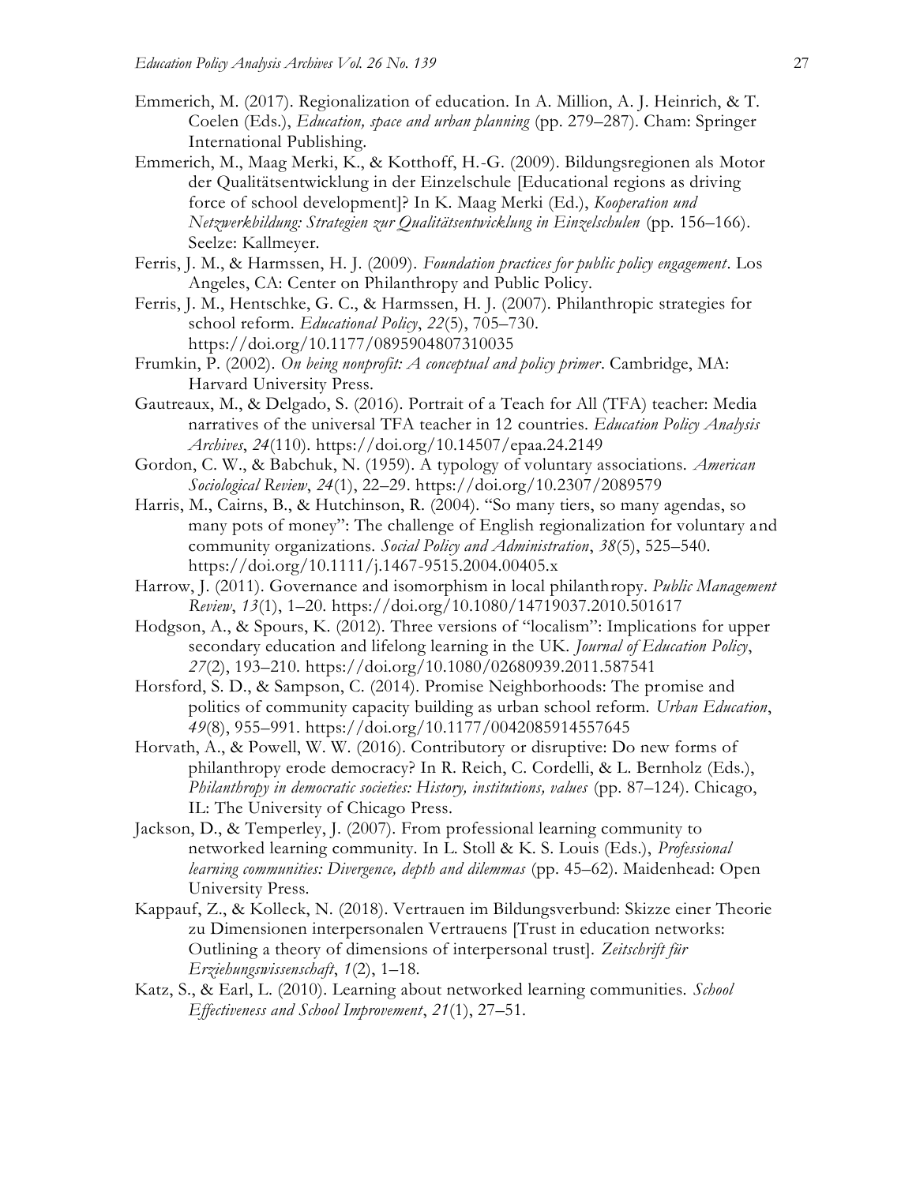Emmerich, M. (2017). Regionalization of education. In A. Million, A. J. Heinrich, & T. Coelen (Eds.), *Education, space and urban planning* (pp. 279–287). Cham: Springer International Publishing.

Emmerich, M., Maag Merki, K., & Kotthoff, H.-G. (2009). Bildungsregionen als Motor der Qualitätsentwicklung in der Einzelschule [Educational regions as driving force of school development]? In K. Maag Merki (Ed.), *Kooperation und Netzwerkbildung: Strategien zur Qualitätsentwicklung in Einzelschulen* (pp. 156–166). Seelze: Kallmeyer.

Ferris, J. M., & Harmssen, H. J. (2009). *Foundation practices for public policy engagement*. Los Angeles, CA: Center on Philanthropy and Public Policy.

Ferris, J. M., Hentschke, G. C., & Harmssen, H. J. (2007). Philanthropic strategies for school reform. *Educational Policy*, *22*(5), 705–730. https://doi.org/10.1177/0895904807310035

Frumkin, P. (2002). *On being nonprofit: A conceptual and policy primer*. Cambridge, MA: Harvard University Press.

Gautreaux, M., & Delgado, S. (2016). Portrait of a Teach for All (TFA) teacher: Media narratives of the universal TFA teacher in 12 countries. *Education Policy Analysis Archives*, *24*(110). https://doi.org/10.14507/epaa.24.2149

Gordon, C. W., & Babchuk, N. (1959). A typology of voluntary associations. *American Sociological Review*, *24*(1), 22–29. https://doi.org/10.2307/2089579

Harris, M., Cairns, B., & Hutchinson, R. (2004). "So many tiers, so many agendas, so many pots of money": The challenge of English regionalization for voluntary and community organizations. *Social Policy and Administration*, *38*(5), 525–540. https://doi.org/10.1111/j.1467-9515.2004.00405.x

Harrow, J. (2011). Governance and isomorphism in local philanthropy. *Public Management Review*, *13*(1), 1–20. https://doi.org/10.1080/14719037.2010.501617

Hodgson, A., & Spours, K. (2012). Three versions of "localism": Implications for upper secondary education and lifelong learning in the UK. *Journal of Education Policy*, *27*(2), 193–210. https://doi.org/10.1080/02680939.2011.587541

Horsford, S. D., & Sampson, C. (2014). Promise Neighborhoods: The promise and politics of community capacity building as urban school reform. *Urban Education*, *49*(8), 955–991. https://doi.org/10.1177/0042085914557645

Horvath, A., & Powell, W. W. (2016). Contributory or disruptive: Do new forms of philanthropy erode democracy? In R. Reich, C. Cordelli, & L. Bernholz (Eds.), *Philanthropy in democratic societies: History, institutions, values* (pp. 87–124). Chicago, IL: The University of Chicago Press.

Jackson, D., & Temperley, J. (2007). From professional learning community to networked learning community. In L. Stoll & K. S. Louis (Eds.), *Professional learning communities: Divergence, depth and dilemmas* (pp. 45–62). Maidenhead: Open University Press.

Kappauf, Z., & Kolleck, N. (2018). Vertrauen im Bildungsverbund: Skizze einer Theorie zu Dimensionen interpersonalen Vertrauens [Trust in education networks: Outlining a theory of dimensions of interpersonal trust]. *Zeitschrift für Erziehungswissenschaft*, *1*(2), 1–18.

Katz, S., & Earl, L. (2010). Learning about networked learning communities. *School Effectiveness and School Improvement*, *21*(1), 27–51.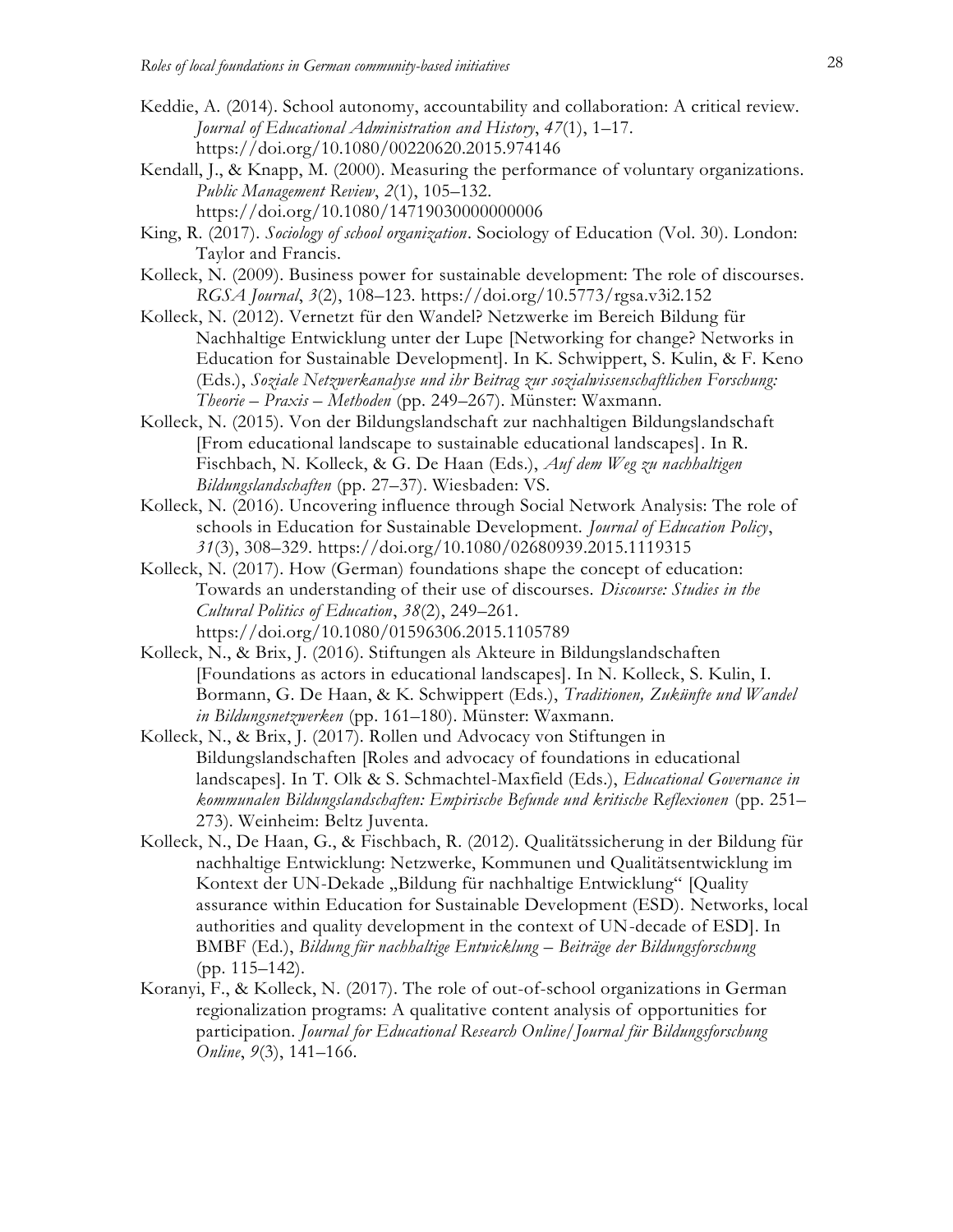Keddie, A. (2014). School autonomy, accountability and collaboration: A critical review. *Journal of Educational Administration and History*, *47*(1), 1–17. https://doi.org/10.1080/00220620.2015.974146

Kendall, J., & Knapp, M. (2000). Measuring the performance of voluntary organizations. *Public Management Review*, *2*(1), 105–132. https://doi.org/10.1080/14719030000000006

King, R. (2017). *Sociology of school organization*. Sociology of Education (Vol. 30). London: Taylor and Francis.

Kolleck, N. (2009). Business power for sustainable development: The role of discourses. *RGSA Journal*, *3*(2), 108–123. https://doi.org/10.5773/rgsa.v3i2.152

Kolleck, N. (2012). Vernetzt für den Wandel? Netzwerke im Bereich Bildung für Nachhaltige Entwicklung unter der Lupe [Networking for change? Networks in Education for Sustainable Development]. In K. Schwippert, S. Kulin, & F. Keno (Eds.), *Soziale Netzwerkanalyse und ihr Beitrag zur sozialwissenschaftlichen Forschung: Theorie – Praxis – Methoden* (pp. 249–267). Münster: Waxmann.

Kolleck, N. (2015). Von der Bildungslandschaft zur nachhaltigen Bildungslandschaft [From educational landscape to sustainable educational landscapes]. In R. Fischbach, N. Kolleck, & G. De Haan (Eds.), *Auf dem Weg zu nachhaltigen Bildungslandschaften* (pp. 27–37). Wiesbaden: VS.

Kolleck, N. (2016). Uncovering influence through Social Network Analysis: The role of schools in Education for Sustainable Development. *Journal of Education Policy*, *31*(3), 308–329. https://doi.org/10.1080/02680939.2015.1119315

Kolleck, N. (2017). How (German) foundations shape the concept of education: Towards an understanding of their use of discourses. *Discourse: Studies in the Cultural Politics of Education*, *38*(2), 249–261. https://doi.org/10.1080/01596306.2015.1105789

Kolleck, N., & Brix, J. (2016). Stiftungen als Akteure in Bildungslandschaften [Foundations as actors in educational landscapes]. In N. Kolleck, S. Kulin, I. Bormann, G. De Haan, & K. Schwippert (Eds.), *Traditionen, Zukünfte und Wandel in Bildungsnetzwerken* (pp. 161–180). Münster: Waxmann.

Kolleck, N., & Brix, J. (2017). Rollen und Advocacy von Stiftungen in Bildungslandschaften [Roles and advocacy of foundations in educational landscapes]. In T. Olk & S. Schmachtel-Maxfield (Eds.), *Educational Governance in kommunalen Bildungslandschaften: Empirische Befunde und kritische Reflexionen* (pp. 251–273). Weinheim: Beltz Juventa.

Kolleck, N., De Haan, G., & Fischbach, R. (2012). Qualitätssicherung in der Bildung für nachhaltige Entwicklung: Netzwerke, Kommunen und Qualitätsentwicklung im Kontext der UN-Dekade „Bildung für nachhaltige Entwicklung" [Quality assurance within Education for Sustainable Development (ESD). Networks, local authorities and quality development in the context of UN-decade of ESD]. In BMBF (Ed.), *Bildung für nachhaltige Entwicklung – Beiträge der Bildungsforschung* (pp. 115–142).

Koranyi, F., & Kolleck, N. (2017). The role of out-of-school organizations in German regionalization programs: A qualitative content analysis of opportunities for participation. *Journal for Educational Research Online/Journal für Bildungsforschung Online*, *9*(3), 141–166.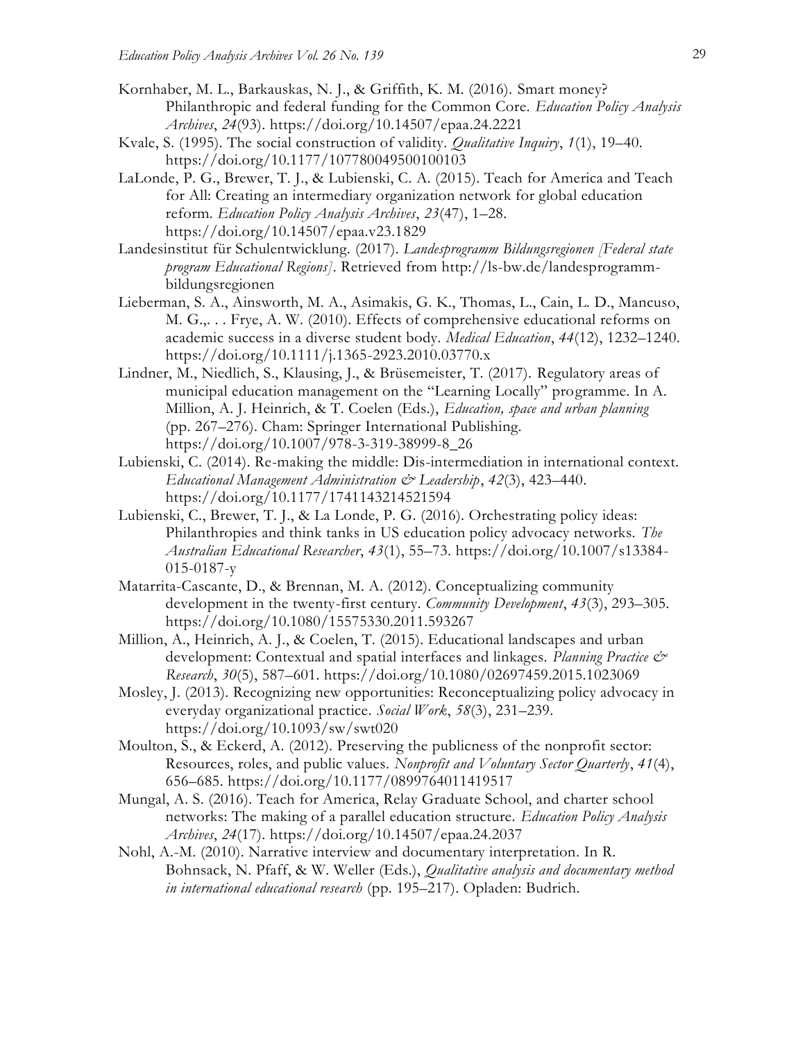Kornhaber, M. L., Barkauskas, N. J., & Griffith, K. M. (2016). Smart money? Philanthropic and federal funding for the Common Core. *Education Policy Analysis Archives*, *24*(93). https://doi.org/10.14507/epaa.24.2221

Kvale, S. (1995). The social construction of validity. *Qualitative Inquiry*, *1*(1), 19–40. https://doi.org/10.1177/107780049500100103

LaLonde, P. G., Brewer, T. J., & Lubienski, C. A. (2015). Teach for America and Teach for All: Creating an intermediary organization network for global education reform. *Education Policy Analysis Archives*, *23*(47), 1–28. https://doi.org/10.14507/epaa.v23.1829

Landesinstitut für Schulentwicklung. (2017). *Landesprogramm Bildungsregionen [Federal state program Educational Regions]*. Retrieved from http://ls-bw.de/landesprogramm-bildungsregionen

Lieberman, S. A., Ainsworth, M. A., Asimakis, G. K., Thomas, L., Cain, L. D., Mancuso, M. G.,. . . Frye, A. W. (2010). Effects of comprehensive educational reforms on academic success in a diverse student body. *Medical Education*, *44*(12), 1232–1240. https://doi.org/10.1111/j.1365-2923.2010.03770.x

Lindner, M., Niedlich, S., Klausing, J., & Brüsemeister, T. (2017). Regulatory areas of municipal education management on the "Learning Locally" programme. In A. Million, A. J. Heinrich, & T. Coelen (Eds.), *Education, space and urban planning* (pp. 267–276). Cham: Springer International Publishing. https://doi.org/10.1007/978-3-319-38999-8_26

Lubienski, C. (2014). Re-making the middle: Dis-intermediation in international context. *Educational Management Administration & Leadership*, *42*(3), 423–440. https://doi.org/10.1177/1741143214521594

Lubienski, C., Brewer, T. J., & La Londe, P. G. (2016). Orchestrating policy ideas: Philanthropies and think tanks in US education policy advocacy networks. *The Australian Educational Researcher*, *43*(1), 55–73. https://doi.org/10.1007/s13384-015-0187-y

Matarrita-Cascante, D., & Brennan, M. A. (2012). Conceptualizing community development in the twenty-first century. *Community Development*, *43*(3), 293–305. https://doi.org/10.1080/15575330.2011.593267

Million, A., Heinrich, A. J., & Coelen, T. (2015). Educational landscapes and urban development: Contextual and spatial interfaces and linkages. *Planning Practice & Research*, *30*(5), 587–601. https://doi.org/10.1080/02697459.2015.1023069

Mosley, J. (2013). Recognizing new opportunities: Reconceptualizing policy advocacy in everyday organizational practice. *Social Work*, *58*(3), 231–239. https://doi.org/10.1093/sw/swt020

Moulton, S., & Eckerd, A. (2012). Preserving the publicness of the nonprofit sector: Resources, roles, and public values. *Nonprofit and Voluntary Sector Quarterly*, *41*(4), 656–685. https://doi.org/10.1177/0899764011419517

Mungal, A. S. (2016). Teach for America, Relay Graduate School, and charter school networks: The making of a parallel education structure. *Education Policy Analysis Archives*, *24*(17). https://doi.org/10.14507/epaa.24.2037

Nohl, A.-M. (2010). Narrative interview and documentary interpretation. In R. Bohnsack, N. Pfaff, & W. Weller (Eds.), *Qualitative analysis and documentary method in international educational research* (pp. 195–217). Opladen: Budrich.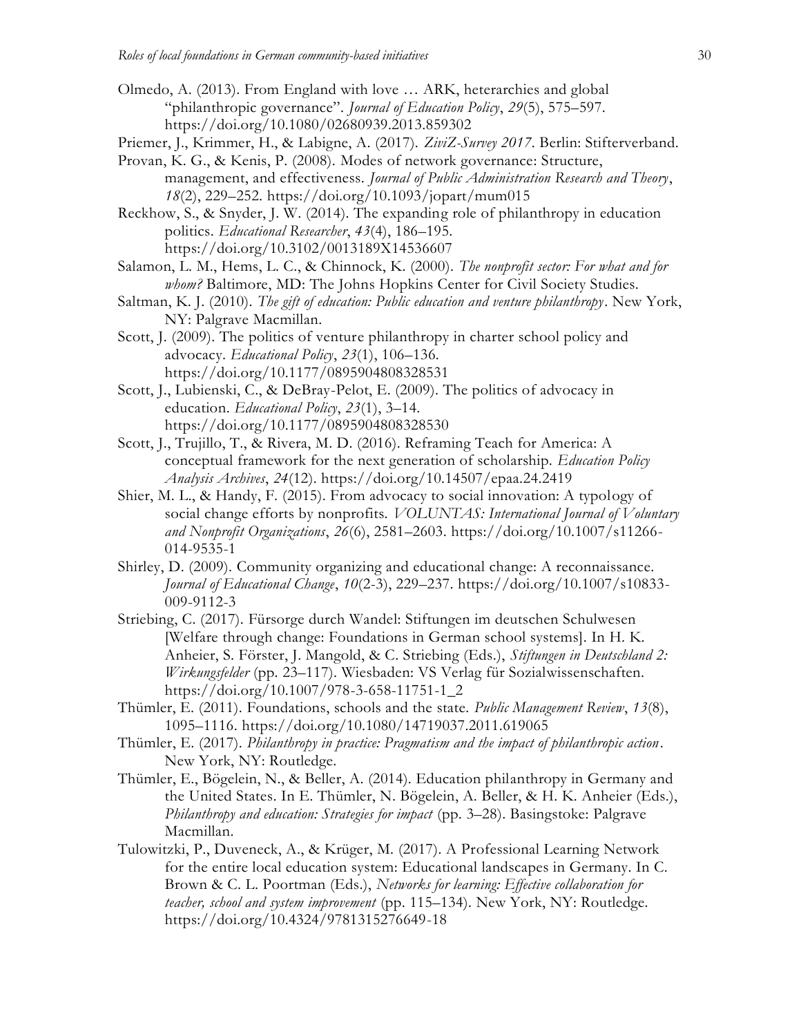Olmedo, A. (2013). From England with love … ARK, heterarchies and global "philanthropic governance". *Journal of Education Policy*, *29*(5), 575–597. https://doi.org/10.1080/02680939.2013.859302

Priemer, J., Krimmer, H., & Labigne, A. (2017). *ZiviZ-Survey 2017*. Berlin: Stifterverband.

Provan, K. G., & Kenis, P. (2008). Modes of network governance: Structure, management, and effectiveness. *Journal of Public Administration Research and Theory*, *18*(2), 229–252. https://doi.org/10.1093/jopart/mum015

Reckhow, S., & Snyder, J. W. (2014). The expanding role of philanthropy in education politics. *Educational Researcher*, *43*(4), 186–195. https://doi.org/10.3102/0013189X14536607

Salamon, L. M., Hems, L. C., & Chinnock, K. (2000). *The nonprofit sector: For what and for whom?* Baltimore, MD: The Johns Hopkins Center for Civil Society Studies.

Saltman, K. J. (2010). *The gift of education: Public education and venture philanthropy*. New York, NY: Palgrave Macmillan.

Scott, J. (2009). The politics of venture philanthropy in charter school policy and advocacy. *Educational Policy*, *23*(1), 106–136. https://doi.org/10.1177/0895904808328531

Scott, J., Lubienski, C., & DeBray-Pelot, E. (2009). The politics of advocacy in education. *Educational Policy*, *23*(1), 3–14. https://doi.org/10.1177/0895904808328530

Scott, J., Trujillo, T., & Rivera, M. D. (2016). Reframing Teach for America: A conceptual framework for the next generation of scholarship. *Education Policy Analysis Archives*, *24*(12). https://doi.org/10.14507/epaa.24.2419

Shier, M. L., & Handy, F. (2015). From advocacy to social innovation: A typology of social change efforts by nonprofits. *VOLUNTAS: International Journal of Voluntary and Nonprofit Organizations*, *26*(6), 2581–2603. https://doi.org/10.1007/s11266-014-9535-1

Shirley, D. (2009). Community organizing and educational change: A reconnaissance. *Journal of Educational Change*, *10*(2-3), 229–237. https://doi.org/10.1007/s10833-009-9112-3

Striebing, C. (2017). Fürsorge durch Wandel: Stiftungen im deutschen Schulwesen [Welfare through change: Foundations in German school systems]. In H. K. Anheier, S. Förster, J. Mangold, & C. Striebing (Eds.), *Stiftungen in Deutschland 2: Wirkungsfelder* (pp. 23–117). Wiesbaden: VS Verlag für Sozialwissenschaften. https://doi.org/10.1007/978-3-658-11751-1_2

Thümler, E. (2011). Foundations, schools and the state. *Public Management Review*, *13*(8), 1095–1116. https://doi.org/10.1080/14719037.2011.619065

Thümler, E. (2017). *Philanthropy in practice: Pragmatism and the impact of philanthropic action*. New York, NY: Routledge.

Thümler, E., Bögelein, N., & Beller, A. (2014). Education philanthropy in Germany and the United States. In E. Thümler, N. Bögelein, A. Beller, & H. K. Anheier (Eds.), *Philanthropy and education: Strategies for impact* (pp. 3–28). Basingstoke: Palgrave Macmillan.

Tulowitzki, P., Duveneck, A., & Krüger, M. (2017). A Professional Learning Network for the entire local education system: Educational landscapes in Germany. In C. Brown & C. L. Poortman (Eds.), *Networks for learning: Effective collaboration for teacher, school and system improvement* (pp. 115–134). New York, NY: Routledge. https://doi.org/10.4324/9781315276649-18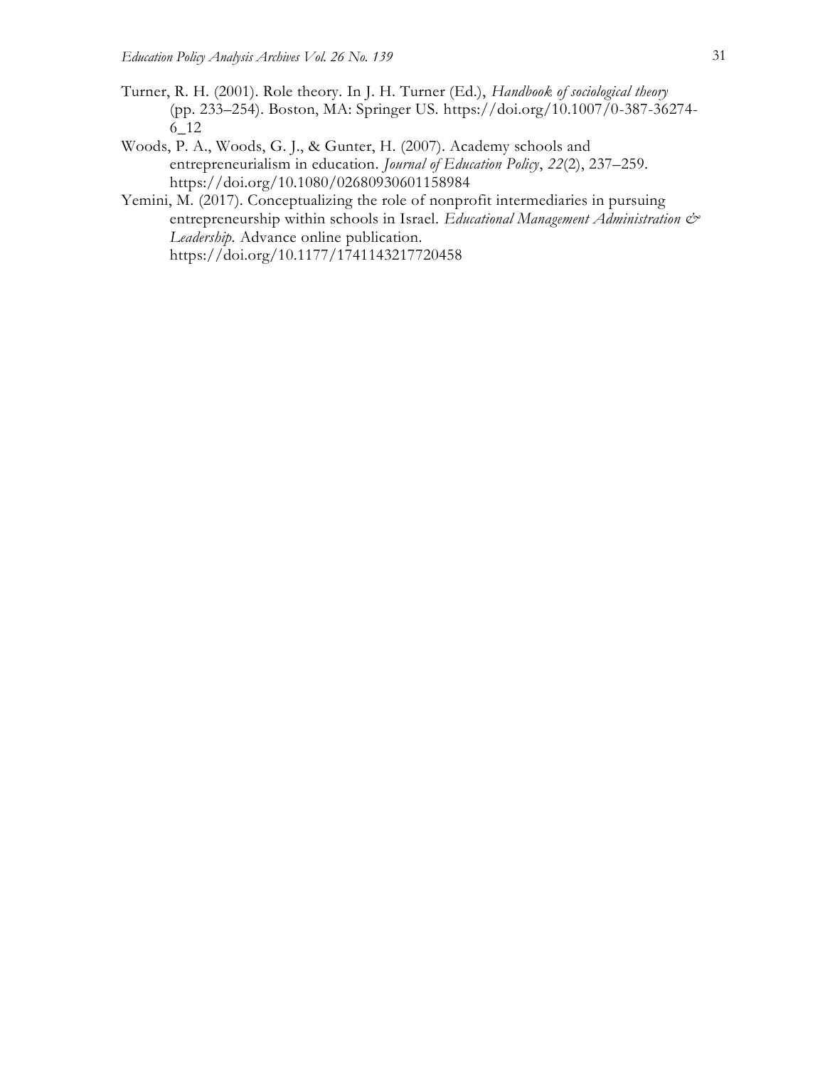Turner, R. H. (2001). Role theory. In J. H. Turner (Ed.), *Handbook of sociological theory* (pp. 233–254). Boston, MA: Springer US. https://doi.org/10.1007/0-387-36274-6_12

Woods, P. A., Woods, G. J., & Gunter, H. (2007). Academy schools and entrepreneurialism in education. *Journal of Education Policy*, *22*(2), 237–259. https://doi.org/10.1080/02680930601158984

Yemini, M. (2017). Conceptualizing the role of nonprofit intermediaries in pursuing entrepreneurship within schools in Israel. *Educational Management Administration & Leadership.* Advance online publication. https://doi.org/10.1177/1741143217720458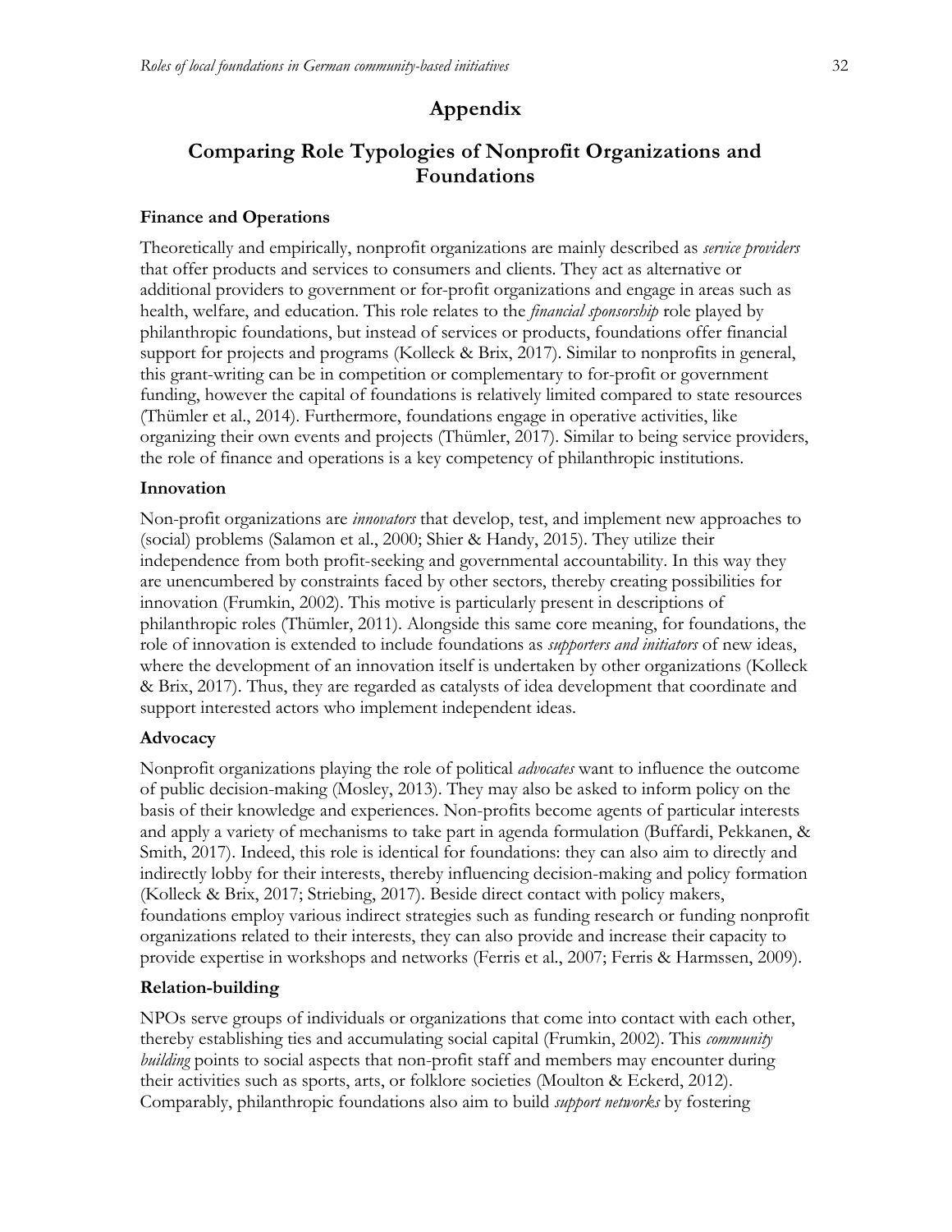# Appendix

## Comparing Role Typologies of Nonprofit Organizations and Foundations

### Finance and Operations

Theoretically and empirically, nonprofit organizations are mainly described as *service providers* that offer products and services to consumers and clients. They act as alternative or additional providers to government or for-profit organizations and engage in areas such as health, welfare, and education. This role relates to the *financial sponsorship* role played by philanthropic foundations, but instead of services or products, foundations offer financial support for projects and programs (Kolleck & Brix, 2017). Similar to nonprofits in general, this grant-writing can be in competition or complementary to for-profit or government funding, however the capital of foundations is relatively limited compared to state resources (Thümler et al., 2014). Furthermore, foundations engage in operative activities, like organizing their own events and projects (Thümler, 2017). Similar to being service providers, the role of finance and operations is a key competency of philanthropic institutions.

### Innovation

Non-profit organizations are *innovators* that develop, test, and implement new approaches to (social) problems (Salamon et al., 2000; Shier & Handy, 2015). They utilize their independence from both profit-seeking and governmental accountability. In this way they are unencumbered by constraints faced by other sectors, thereby creating possibilities for innovation (Frumkin, 2002). This motive is particularly present in descriptions of philanthropic roles (Thümler, 2011). Alongside this same core meaning, for foundations, the role of innovation is extended to include foundations as *supporters and initiators* of new ideas, where the development of an innovation itself is undertaken by other organizations (Kolleck & Brix, 2017). Thus, they are regarded as catalysts of idea development that coordinate and support interested actors who implement independent ideas.

### Advocacy

Nonprofit organizations playing the role of political *advocates* want to influence the outcome of public decision-making (Mosley, 2013). They may also be asked to inform policy on the basis of their knowledge and experiences. Non-profits become agents of particular interests and apply a variety of mechanisms to take part in agenda formulation (Buffardi, Pekkanen, & Smith, 2017). Indeed, this role is identical for foundations: they can also aim to directly and indirectly lobby for their interests, thereby influencing decision-making and policy formation (Kolleck & Brix, 2017; Striebing, 2017). Beside direct contact with policy makers, foundations employ various indirect strategies such as funding research or funding nonprofit organizations related to their interests, they can also provide and increase their capacity to provide expertise in workshops and networks (Ferris et al., 2007; Ferris & Harmssen, 2009).

### Relation-building

NPOs serve groups of individuals or organizations that come into contact with each other, thereby establishing ties and accumulating social capital (Frumkin, 2002). This *community building* points to social aspects that non-profit staff and members may encounter during their activities such as sports, arts, or folklore societies (Moulton & Eckerd, 2012). Comparably, philanthropic foundations also aim to build *support networks* by fostering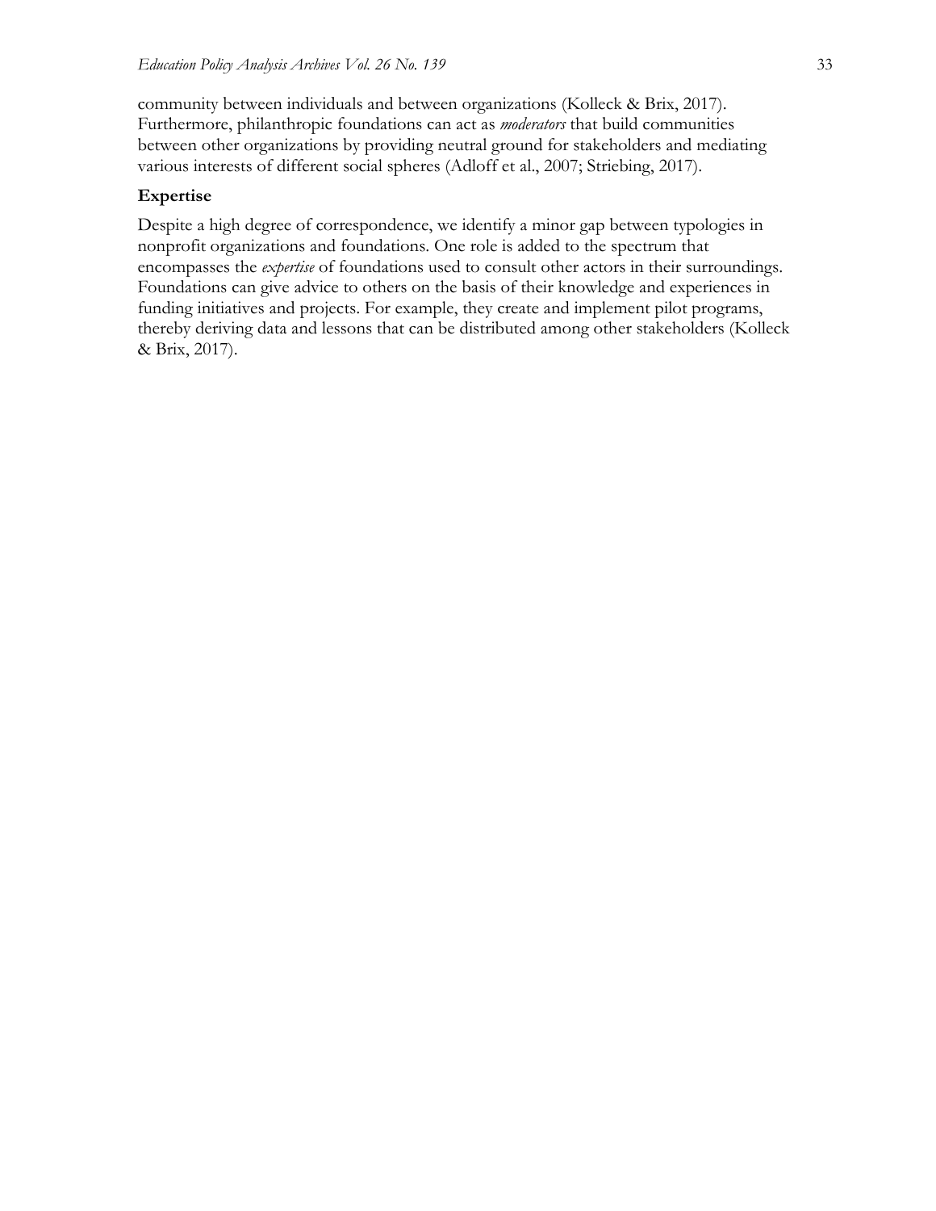community between individuals and between organizations (Kolleck & Brix, 2017). Furthermore, philanthropic foundations can act as *moderators* that build communities between other organizations by providing neutral ground for stakeholders and mediating various interests of different social spheres (Adloff et al., 2007; Striebing, 2017).

**Expertise**

Despite a high degree of correspondence, we identify a minor gap between typologies in nonprofit organizations and foundations. One role is added to the spectrum that encompasses the *expertise* of foundations used to consult other actors in their surroundings. Foundations can give advice to others on the basis of their knowledge and experiences in funding initiatives and projects. For example, they create and implement pilot programs, thereby deriving data and lessons that can be distributed among other stakeholders (Kolleck & Brix, 2017).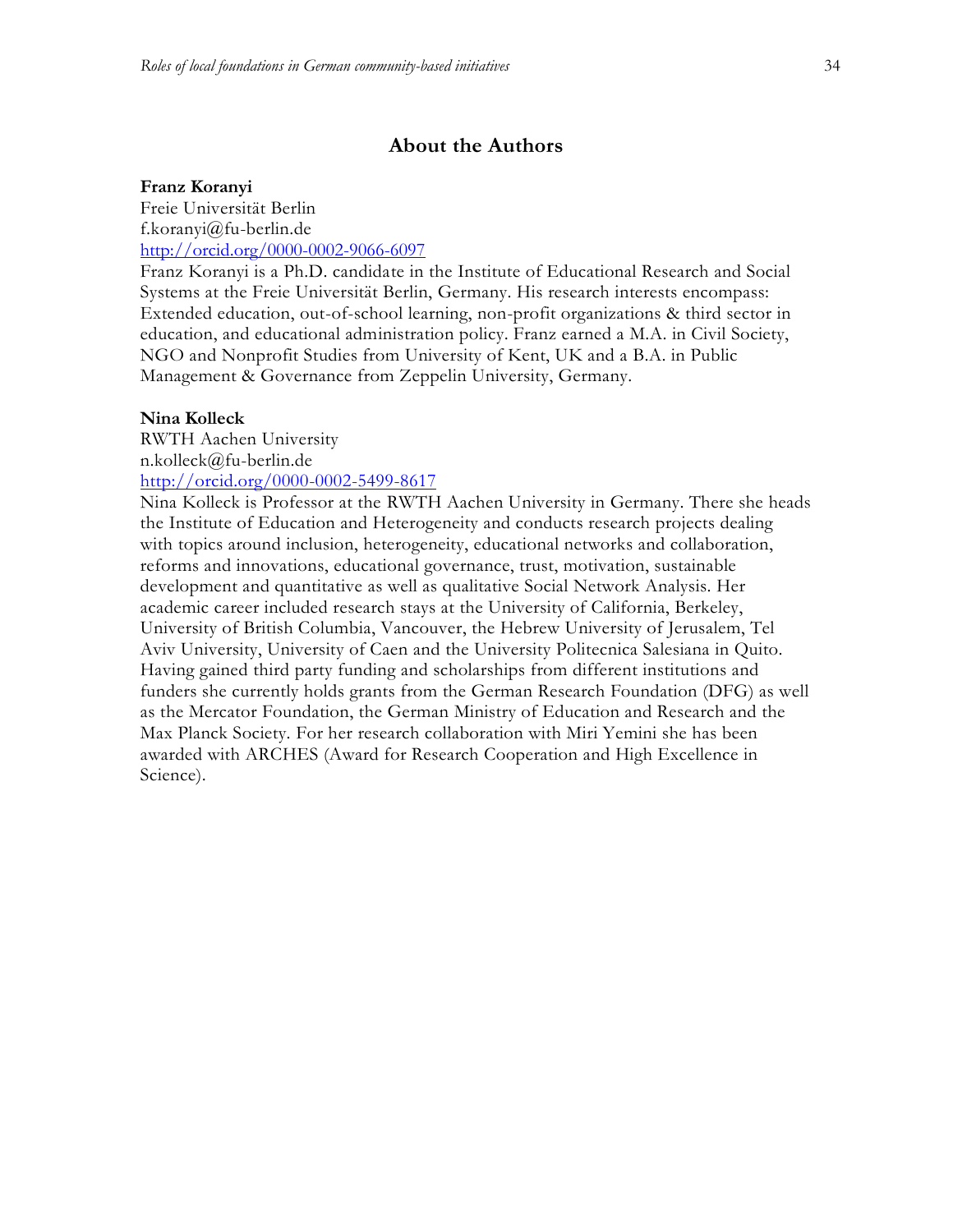## About the Authors

**Franz Koranyi**
Freie Universität Berlin
f.koranyi@fu-berlin.de
http://orcid.org/0000-0002-9066-6097
Franz Koranyi is a Ph.D. candidate in the Institute of Educational Research and Social Systems at the Freie Universität Berlin, Germany. His research interests encompass: Extended education, out-of-school learning, non-profit organizations & third sector in education, and educational administration policy. Franz earned a M.A. in Civil Society, NGO and Nonprofit Studies from University of Kent, UK and a B.A. in Public Management & Governance from Zeppelin University, Germany.

**Nina Kolleck**
RWTH Aachen University
n.kolleck@fu-berlin.de
http://orcid.org/0000-0002-5499-8617
Nina Kolleck is Professor at the RWTH Aachen University in Germany. There she heads the Institute of Education and Heterogeneity and conducts research projects dealing with topics around inclusion, heterogeneity, educational networks and collaboration, reforms and innovations, educational governance, trust, motivation, sustainable development and quantitative as well as qualitative Social Network Analysis. Her academic career included research stays at the University of California, Berkeley, University of British Columbia, Vancouver, the Hebrew University of Jerusalem, Tel Aviv University, University of Caen and the University Politecnica Salesiana in Quito. Having gained third party funding and scholarships from different institutions and funders she currently holds grants from the German Research Foundation (DFG) as well as the Mercator Foundation, the German Ministry of Education and Research and the Max Planck Society. For her research collaboration with Miri Yemini she has been awarded with ARCHES (Award for Research Cooperation and High Excellence in Science).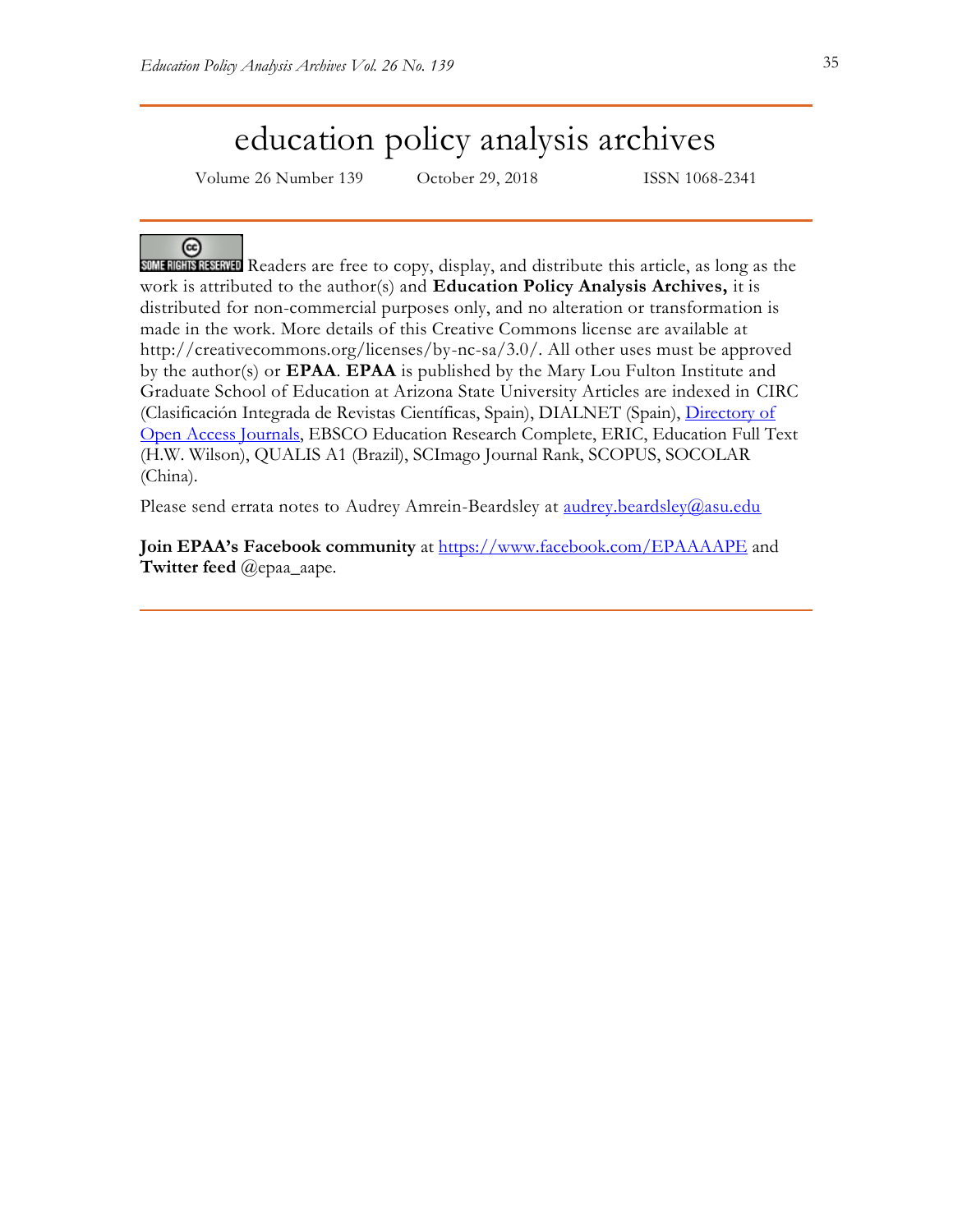# education policy analysis archives

Volume 26 Number 139 October 29, 2018 ISSN 1068-2341

SOME RIGHTS RESERVED Readers are free to copy, display, and distribute this article, as long as the work is attributed to the author(s) and **Education Policy Analysis Archives,** it is distributed for non-commercial purposes only, and no alteration or transformation is made in the work. More details of this Creative Commons license are available at http://creativecommons.org/licenses/by-nc-sa/3.0/. All other uses must be approved by the author(s) or **EPAA**. **EPAA** is published by the Mary Lou Fulton Institute and Graduate School of Education at Arizona State University Articles are indexed in CIRC (Clasificación Integrada de Revistas Científicas, Spain), DIALNET (Spain), [Directory of Open Access Journals](), EBSCO Education Research Complete, ERIC, Education Full Text (H.W. Wilson), QUALIS A1 (Brazil), SCImago Journal Rank, SCOPUS, SOCOLAR (China).

Please send errata notes to Audrey Amrein-Beardsley at [audrey.beardsley@asu.edu](mailto:audrey.beardsley@asu.edu)

**Join EPAA's Facebook community** at [https://www.facebook.com/EPAAAAPE](https://www.facebook.com/EPAAAAPE) and **Twitter feed** @epaa_aape.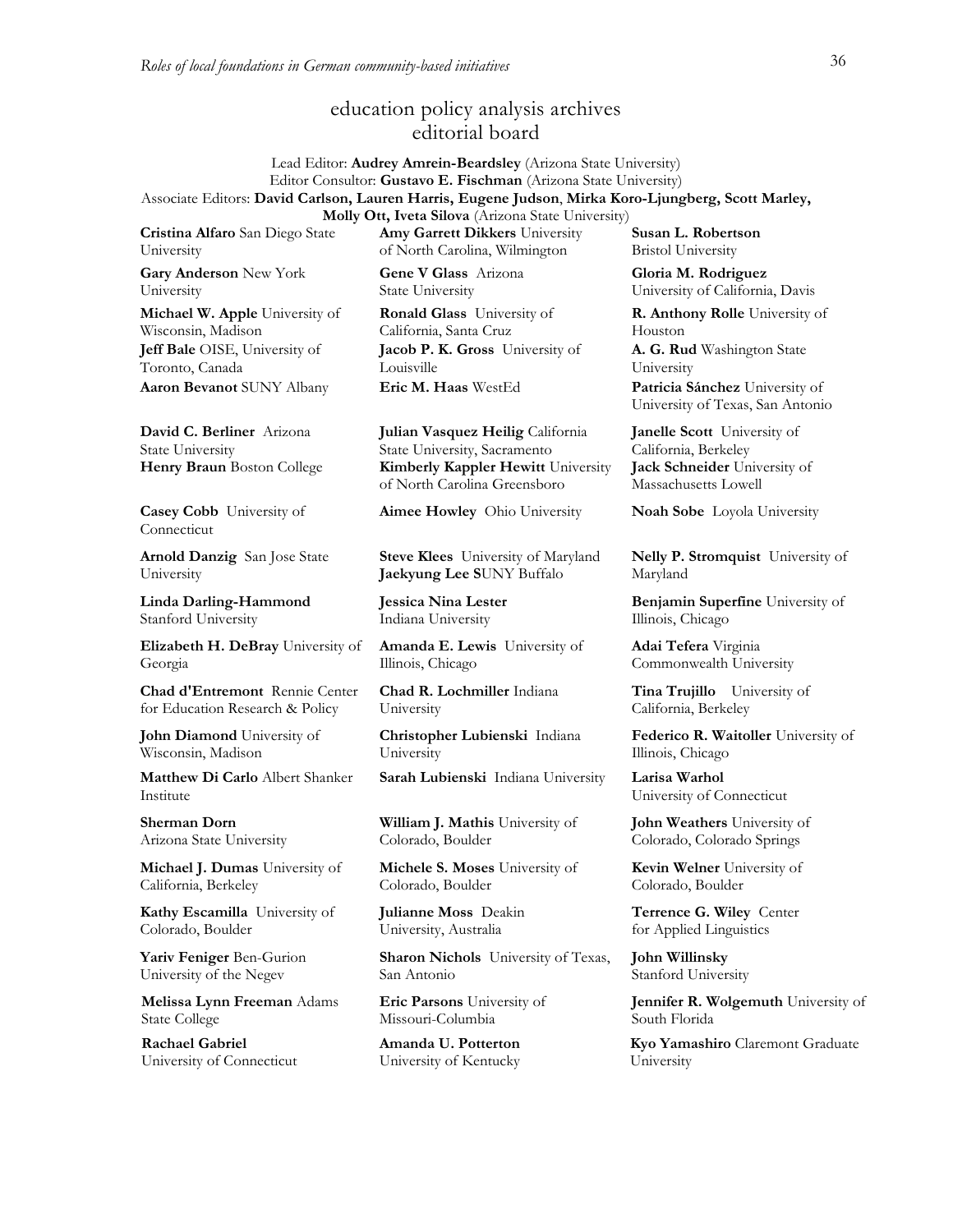# education policy analysis archives
## editorial board

Lead Editor: **Audrey Amrein-Beardsley** (Arizona State University)
Editor Consultor: **Gustavo E. Fischman** (Arizona State University)
Associate Editors: **David Carlson, Lauren Harris, Eugene Judson**, **Mirka Koro-Ljungberg, Scott Marley, Molly Ott, Iveta Silova** (Arizona State University)

**Cristina Alfaro** San Diego State University

**Gary Anderson** New York University

**Michael W. Apple** University of Wisconsin, Madison

**Jeff Bale** OISE, University of Toronto, Canada

**Aaron Bevanot** SUNY Albany

**David C. Berliner** Arizona State University

**Henry Braun** Boston College

**Casey Cobb** University of Connecticut

**Arnold Danzig** San Jose State University

**Linda Darling-Hammond** Stanford University

**Elizabeth H. DeBray** University of Georgia

**Chad d'Entremont** Rennie Center for Education Research & Policy

**John Diamond** University of Wisconsin, Madison

**Matthew Di Carlo** Albert Shanker Institute

**Sherman Dorn** Arizona State University

**Michael J. Dumas** University of California, Berkeley

**Kathy Escamilla** University of Colorado, Boulder

**Yariv Feniger** Ben-Gurion University of the Negev

**Melissa Lynn Freeman** Adams State College

**Rachael Gabriel** University of Connecticut

**Amy Garrett Dikkers** University of North Carolina, Wilmington

**Gene V Glass** Arizona State University

**Ronald Glass** University of California, Santa Cruz

**Jacob P. K. Gross** University of Louisville

**Eric M. Haas** WestEd

**Julian Vasquez Heilig** California State University, Sacramento

**Kimberly Kappler Hewitt** University of North Carolina Greensboro

**Aimee Howley** Ohio University

**Steve Klees** University of Maryland

**Jaekyung Lee** SUNY Buffalo

**Jessica Nina Lester** Indiana University

**Amanda E. Lewis** University of Illinois, Chicago

**Chad R. Lochmiller** Indiana University

**Christopher Lubienski** Indiana University

**Sarah Lubienski** Indiana University

**William J. Mathis** University of Colorado, Boulder

**Michele S. Moses** University of Colorado, Boulder

**Julianne Moss** Deakin University, Australia

**Sharon Nichols** University of Texas, San Antonio

**Eric Parsons** University of Missouri-Columbia

**Amanda U. Potterton** University of Kentucky

**Susan L. Robertson** Bristol University

**Gloria M. Rodriguez** University of California, Davis

**R. Anthony Rolle** University of Houston

**A. G. Rud** Washington State University

**Patricia Sánchez** University of University of Texas, San Antonio

**Janelle Scott** University of California, Berkeley

**Jack Schneider** University of Massachusetts Lowell

**Noah Sobe** Loyola University

**Nelly P. Stromquist** University of Maryland

**Benjamin Superfine** University of Illinois, Chicago

**Adai Tefera** Virginia Commonwealth University

**Tina Trujillo** University of California, Berkeley

**Federico R. Waitoller** University of Illinois, Chicago

**Larisa Warhol** University of Connecticut

**John Weathers** University of Colorado, Colorado Springs

**Kevin Welner** University of Colorado, Boulder

**Terrence G. Wiley** Center for Applied Linguistics

**John Willinsky** Stanford University

**Jennifer R. Wolgemuth** University of South Florida

**Kyo Yamashiro** Claremont Graduate University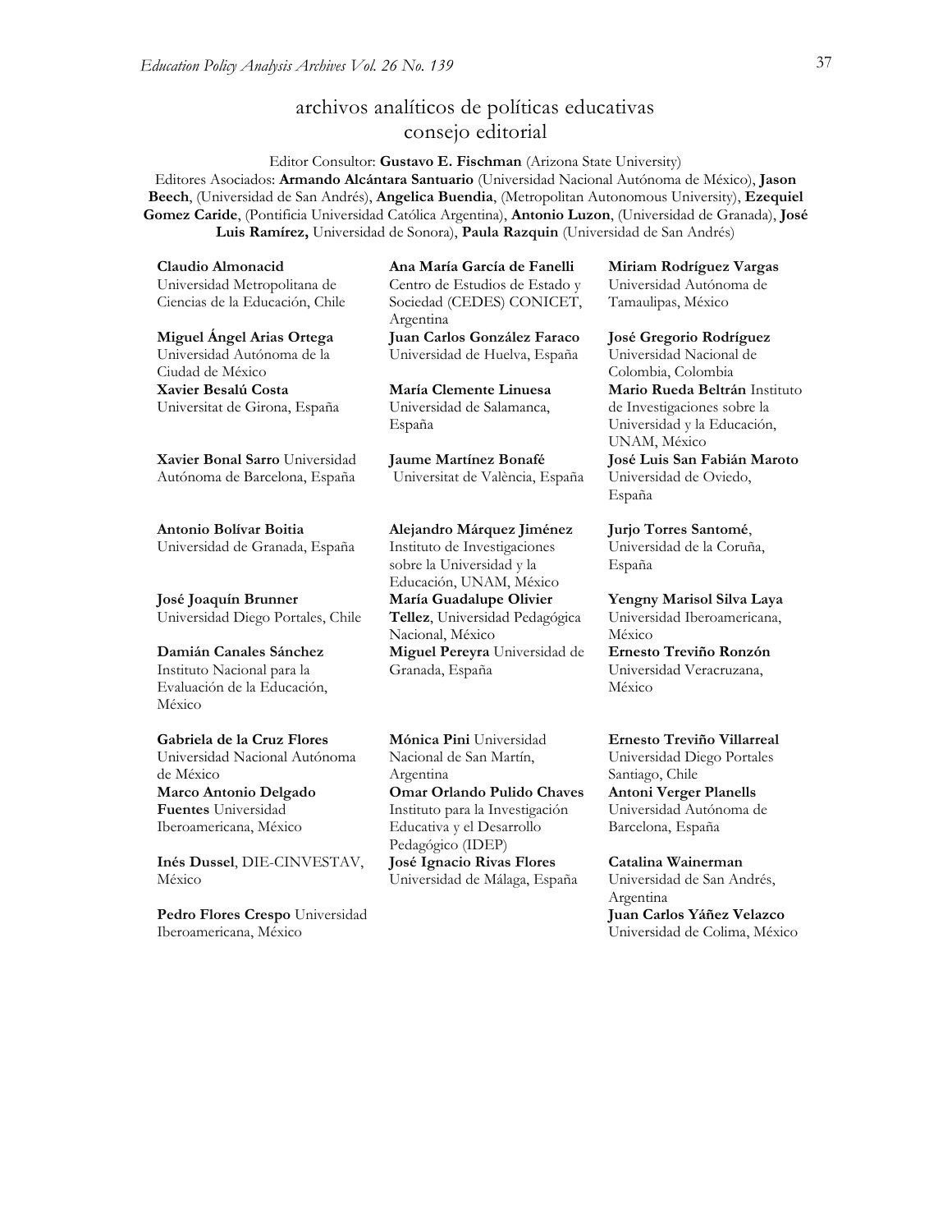# archivos analíticos de políticas educativas
## consejo editorial

Editor Consultor: **Gustavo E. Fischman** (Arizona State University)
Editores Asociados: **Armando Alcántara Santuario** (Universidad Nacional Autónoma de México), **Jason Beech**, (Universidad de San Andrés), **Angelica Buendia**, (Metropolitan Autonomous University), **Ezequiel Gomez Caride**, (Pontificia Universidad Católica Argentina), **Antonio Luzon**, (Universidad de Granada), **José Luis Ramírez,** Universidad de Sonora), **Paula Razquin** (Universidad de San Andrés)

**Claudio Almonacid**
Universidad Metropolitana de Ciencias de la Educación, Chile

**Miguel Ángel Arias Ortega**
Universidad Autónoma de la Ciudad de México

**Xavier Besalú Costa**
Universitat de Girona, España

**Xavier Bonal Sarro** Universidad Autónoma de Barcelona, España

**Antonio Bolívar Boitia**
Universidad de Granada, España

**José Joaquín Brunner**
Universidad Diego Portales, Chile

**Damián Canales Sánchez**
Instituto Nacional para la Evaluación de la Educación, México

**Gabriela de la Cruz Flores**
Universidad Nacional Autónoma de México

**Marco Antonio Delgado Fuentes** Universidad Iberoamericana, México

**Inés Dussel**, DIE-CINVESTAV, México

**Pedro Flores Crespo** Universidad Iberoamericana, México

**Ana María García de Fanelli**
Centro de Estudios de Estado y Sociedad (CEDES) CONICET, Argentina

**Juan Carlos González Faraco**
Universidad de Huelva, España

**María Clemente Linuesa**
Universidad de Salamanca, España

**Jaume Martínez Bonafé**
Universitat de València, España

**Alejandro Márquez Jiménez**
Instituto de Investigaciones sobre la Universidad y la Educación, UNAM, México

**María Guadalupe Olivier Tellez**, Universidad Pedagógica Nacional, México

**Miguel Pereyra** Universidad de Granada, España

**Mónica Pini** Universidad Nacional de San Martín, Argentina

**Omar Orlando Pulido Chaves**
Instituto para la Investigación Educativa y el Desarrollo Pedagógico (IDEP)

**José Ignacio Rivas Flores**
Universidad de Málaga, España

**Miriam Rodríguez Vargas**
Universidad Autónoma de Tamaulipas, México

**José Gregorio Rodríguez**
Universidad Nacional de Colombia, Colombia

**Mario Rueda Beltrán** Instituto de Investigaciones sobre la Universidad y la Educación, UNAM, México

**José Luis San Fabián Maroto**
Universidad de Oviedo, España

**Jurjo Torres Santomé**, Universidad de la Coruña, España

**Yengny Marisol Silva Laya**
Universidad Iberoamericana, México

**Ernesto Treviño Ronzón**
Universidad Veracruzana, México

**Ernesto Treviño Villarreal**
Universidad Diego Portales Santiago, Chile

**Antoni Verger Planells**
Universidad Autónoma de Barcelona, España

**Catalina Wainerman**
Universidad de San Andrés, Argentina

**Juan Carlos Yáñez Velazco**
Universidad de Colima, México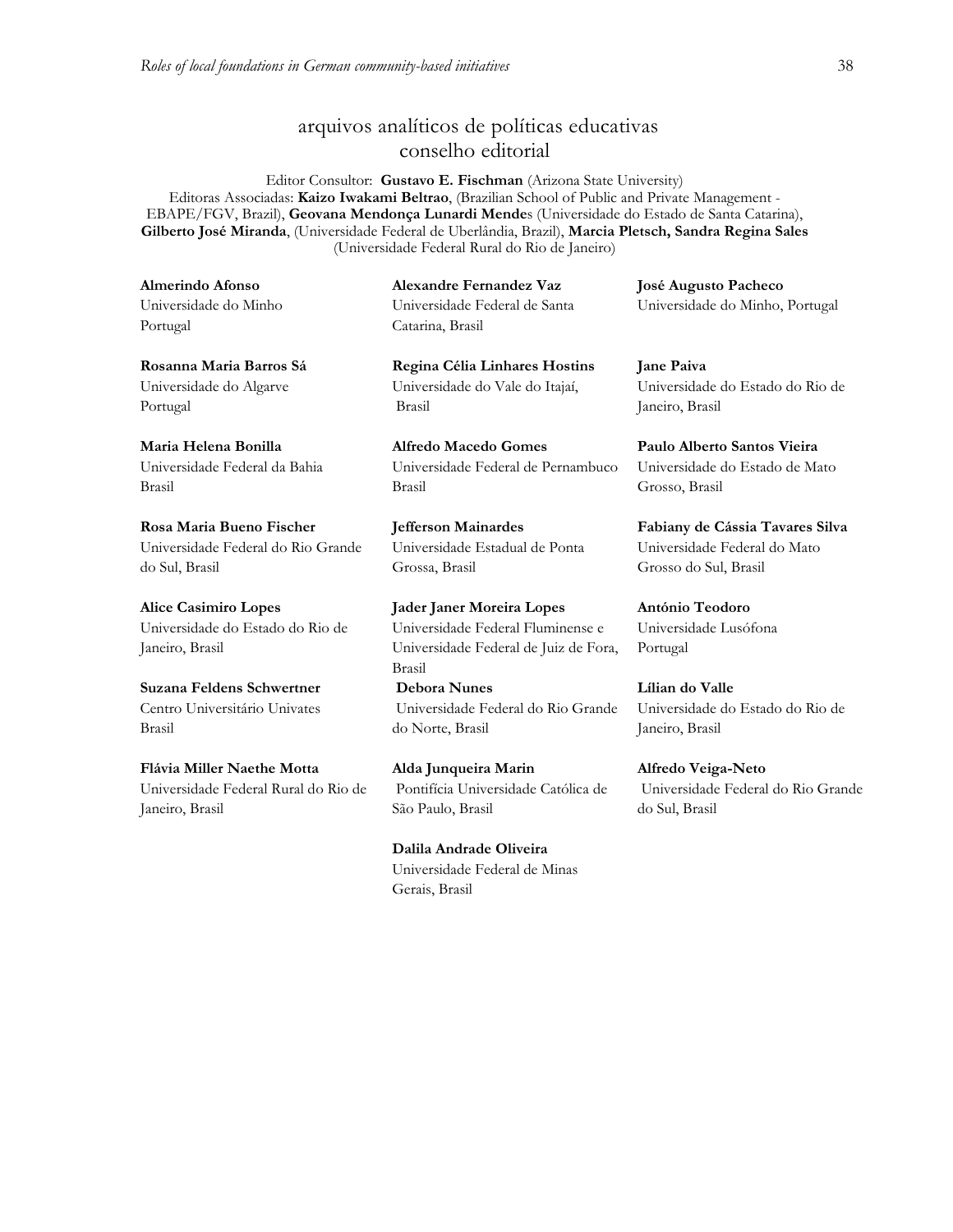# arquivos analíticos de políticas educativas
## conselho editorial

Editor Consultor: **Gustavo E. Fischman** (Arizona State University)
Editoras Associadas: **Kaizo Iwakami Beltrao**, (Brazilian School of Public and Private Management - EBAPE/FGV, Brazil), **Geovana Mendonça Lunardi Mende**s (Universidade do Estado de Santa Catarina), **Gilberto José Miranda**, (Universidade Federal de Uberlândia, Brazil), **Marcia Pletsch, Sandra Regina Sales** (Universidade Federal Rural do Rio de Janeiro)

**Almerindo Afonso**
Universidade do Minho
Portugal

**Rosanna Maria Barros Sá**
Universidade do Algarve
Portugal

**Maria Helena Bonilla**
Universidade Federal da Bahia
Brasil

**Rosa Maria Bueno Fischer**
Universidade Federal do Rio Grande do Sul, Brasil

**Alice Casimiro Lopes**
Universidade do Estado do Rio de Janeiro, Brasil

**Suzana Feldens Schwertner**
Centro Universitário Univates
Brasil

**Flávia Miller Naethe Motta**
Universidade Federal Rural do Rio de Janeiro, Brasil

**Alexandre Fernandez Vaz**
Universidade Federal de Santa Catarina, Brasil

**Regina Célia Linhares Hostins**
Universidade do Vale do Itajaí, Brasil

**Alfredo Macedo Gomes**
Universidade Federal de Pernambuco
Brasil

**Jefferson Mainardes**
Universidade Estadual de Ponta Grossa, Brasil

**Jader Janer Moreira Lopes**
Universidade Federal Fluminense e Universidade Federal de Juiz de Fora, Brasil

**Debora Nunes**
Universidade Federal do Rio Grande do Norte, Brasil

**Alda Junqueira Marin**
Pontifícia Universidade Católica de São Paulo, Brasil

**Dalila Andrade Oliveira**
Universidade Federal de Minas Gerais, Brasil

**José Augusto Pacheco**
Universidade do Minho, Portugal

**Jane Paiva**
Universidade do Estado do Rio de Janeiro, Brasil

**Paulo Alberto Santos Vieira**
Universidade do Estado de Mato Grosso, Brasil

**Fabiany de Cássia Tavares Silva**
Universidade Federal do Mato Grosso do Sul, Brasil

**António Teodoro**
Universidade Lusófona
Portugal

**Lílian do Valle**
Universidade do Estado do Rio de Janeiro, Brasil

**Alfredo Veiga-Neto**
Universidade Federal do Rio Grande do Sul, Brasil